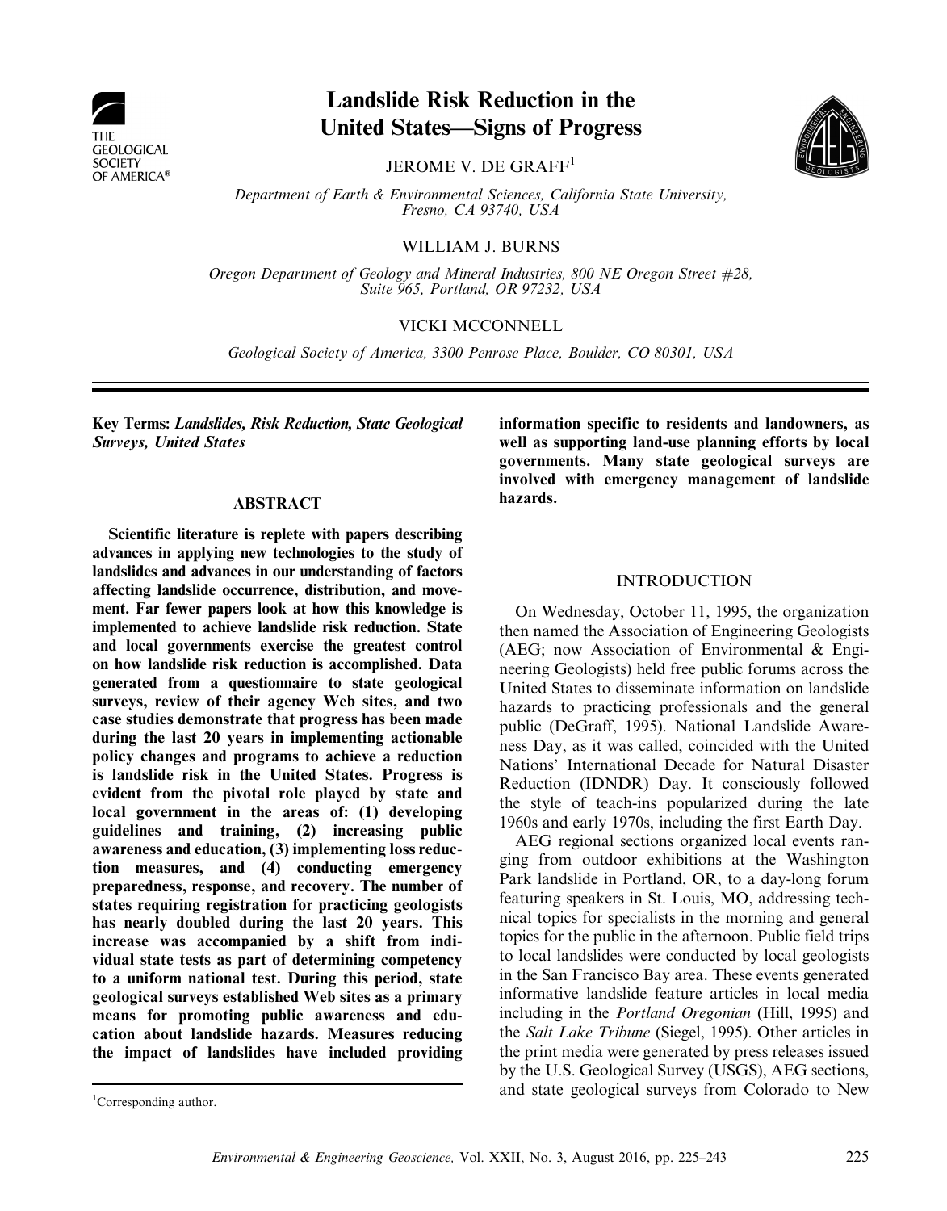# Landslide Risk Reduction in the United States—Signs of Progress

JEROME V. DE GRAFF[1]

*Department of Earth & Environmental Sciences, California State University, Fresno, CA 93740, USA*

WILLIAM J. BURNS

*Oregon Department of Geology and Mineral Industries, 800 NE Oregon Street #28, Suite 965, Portland, OR 97232, USA*

VICKI MCCONNELL

*Geological Society of America, 3300 Penrose Place, Boulder, CO 80301, USA*

**Key Terms:** ***Landslides, Risk Reduction, State Geological Surveys, United States***

## ABSTRACT

**Scientific literature is replete with papers describing advances in applying new technologies to the study of landslides and advances in our understanding of factors affecting landslide occurrence, distribution, and movement. Far fewer papers look at how this knowledge is implemented to achieve landslide risk reduction. State and local governments exercise the greatest control on how landslide risk reduction is accomplished. Data generated from a questionnaire to state geological surveys, review of their agency Web sites, and two case studies demonstrate that progress has been made during the last 20 years in implementing actionable policy changes and programs to achieve a reduction is landslide risk in the United States. Progress is evident from the pivotal role played by state and local government in the areas of: (1) developing guidelines and training, (2) increasing public awareness and education, (3) implementing loss reduction measures, and (4) conducting emergency preparedness, response, and recovery. The number of states requiring registration for practicing geologists has nearly doubled during the last 20 years. This increase was accompanied by a shift from individual state tests as part of determining competency to a uniform national test. During this period, state geological surveys established Web sites as a primary means for promoting public awareness and education about landslide hazards. Measures reducing the impact of landslides have included providing information specific to residents and landowners, as well as supporting land-use planning efforts by local governments. Many state geological surveys are involved with emergency management of landslide hazards.**

## INTRODUCTION

On Wednesday, October 11, 1995, the organization then named the Association of Engineering Geologists (AEG; now Association of Environmental & Engineering Geologists) held free public forums across the United States to disseminate information on landslide hazards to practicing professionals and the general public (DeGraff, 1995). National Landslide Awareness Day, as it was called, coincided with the United Nations' International Decade for Natural Disaster Reduction (IDNDR) Day. It consciously followed the style of teach-ins popularized during the late 1960s and early 1970s, including the first Earth Day.

AEG regional sections organized local events ranging from outdoor exhibitions at the Washington Park landslide in Portland, OR, to a day-long forum featuring speakers in St. Louis, MO, addressing technical topics for specialists in the morning and general topics for the public in the afternoon. Public field trips to local landslides were conducted by local geologists in the San Francisco Bay area. These events generated informative landslide feature articles in local media including in the *Portland Oregonian* (Hill, 1995) and the *Salt Lake Tribune* (Siegel, 1995). Other articles in the print media were generated by press releases issued by the U.S. Geological Survey (USGS), AEG sections, and state geological surveys from Colorado to New

[1]Corresponding author.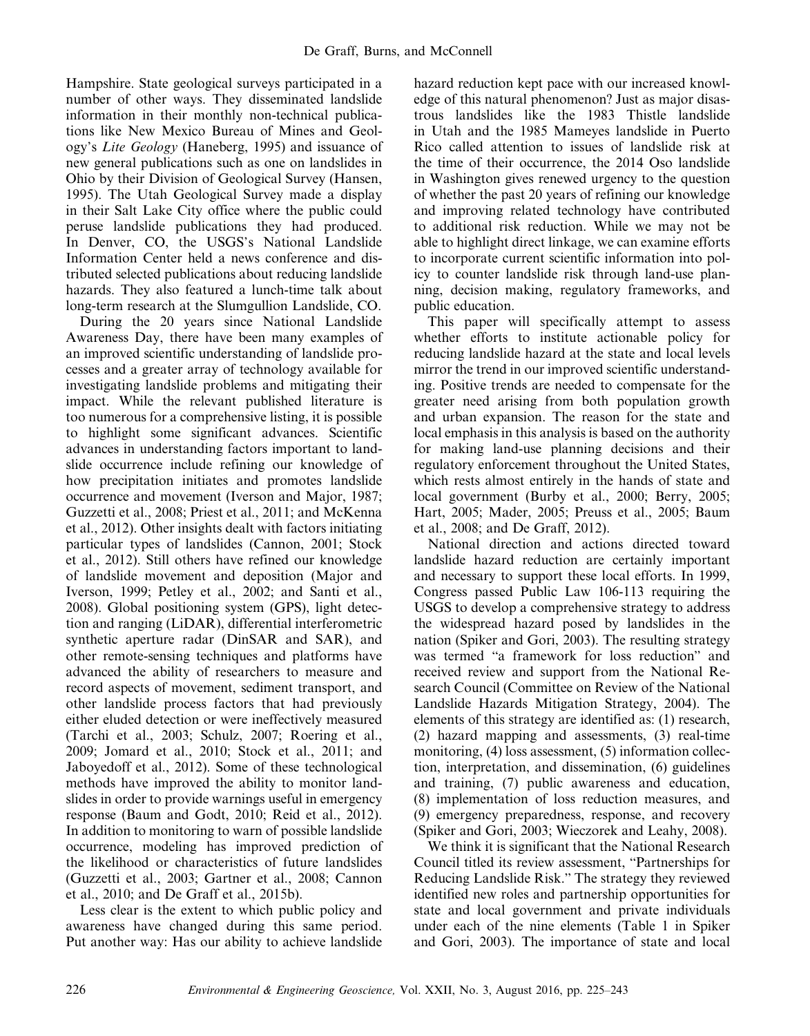Hampshire. State geological surveys participated in a number of other ways. They disseminated landslide information in their monthly non-technical publications like New Mexico Bureau of Mines and Geology's *Lite Geology* (Haneberg, 1995) and issuance of new general publications such as one on landslides in Ohio by their Division of Geological Survey (Hansen, 1995). The Utah Geological Survey made a display in their Salt Lake City office where the public could peruse landslide publications they had produced. In Denver, CO, the USGS's National Landslide Information Center held a news conference and distributed selected publications about reducing landslide hazards. They also featured a lunch-time talk about long-term research at the Slumgullion Landslide, CO.

During the 20 years since National Landslide Awareness Day, there have been many examples of an improved scientific understanding of landslide processes and a greater array of technology available for investigating landslide problems and mitigating their impact. While the relevant published literature is too numerous for a comprehensive listing, it is possible to highlight some significant advances. Scientific advances in understanding factors important to landslide occurrence include refining our knowledge of how precipitation initiates and promotes landslide occurrence and movement (Iverson and Major, 1987; Guzzetti et al., 2008; Priest et al., 2011; and McKenna et al., 2012). Other insights dealt with factors initiating particular types of landslides (Cannon, 2001; Stock et al., 2012). Still others have refined our knowledge of landslide movement and deposition (Major and Iverson, 1999; Petley et al., 2002; and Santi et al., 2008). Global positioning system (GPS), light detection and ranging (LiDAR), differential interferometric synthetic aperture radar (DinSAR and SAR), and other remote-sensing techniques and platforms have advanced the ability of researchers to measure and record aspects of movement, sediment transport, and other landslide process factors that had previously either eluded detection or were ineffectively measured (Tarchi et al., 2003; Schulz, 2007; Roering et al., 2009; Jomard et al., 2010; Stock et al., 2011; and Jaboyedoff et al., 2012). Some of these technological methods have improved the ability to monitor landslides in order to provide warnings useful in emergency response (Baum and Godt, 2010; Reid et al., 2012). In addition to monitoring to warn of possible landslide occurrence, modeling has improved prediction of the likelihood or characteristics of future landslides (Guzzetti et al., 2003; Gartner et al., 2008; Cannon et al., 2010; and De Graff et al., 2015b).

Less clear is the extent to which public policy and awareness have changed during this same period. Put another way: Has our ability to achieve landslide hazard reduction kept pace with our increased knowledge of this natural phenomenon? Just as major disastrous landslides like the 1983 Thistle landslide in Utah and the 1985 Mameyes landslide in Puerto Rico called attention to issues of landslide risk at the time of their occurrence, the 2014 Oso landslide in Washington gives renewed urgency to the question of whether the past 20 years of refining our knowledge and improving related technology have contributed to additional risk reduction. While we may not be able to highlight direct linkage, we can examine efforts to incorporate current scientific information into policy to counter landslide risk through land-use planning, decision making, regulatory frameworks, and public education.

This paper will specifically attempt to assess whether efforts to institute actionable policy for reducing landslide hazard at the state and local levels mirror the trend in our improved scientific understanding. Positive trends are needed to compensate for the greater need arising from both population growth and urban expansion. The reason for the state and local emphasis in this analysis is based on the authority for making land-use planning decisions and their regulatory enforcement throughout the United States, which rests almost entirely in the hands of state and local government (Burby et al., 2000; Berry, 2005; Hart, 2005; Mader, 2005; Preuss et al., 2005; Baum et al., 2008; and De Graff, 2012).

National direction and actions directed toward landslide hazard reduction are certainly important and necessary to support these local efforts. In 1999, Congress passed Public Law 106-113 requiring the USGS to develop a comprehensive strategy to address the widespread hazard posed by landslides in the nation (Spiker and Gori, 2003). The resulting strategy was termed "a framework for loss reduction" and received review and support from the National Research Council (Committee on Review of the National Landslide Hazards Mitigation Strategy, 2004). The elements of this strategy are identified as: (1) research, (2) hazard mapping and assessments, (3) real-time monitoring, (4) loss assessment, (5) information collection, interpretation, and dissemination, (6) guidelines and training, (7) public awareness and education, (8) implementation of loss reduction measures, and (9) emergency preparedness, response, and recovery (Spiker and Gori, 2003; Wieczorek and Leahy, 2008).

We think it is significant that the National Research Council titled its review assessment, "Partnerships for Reducing Landslide Risk." The strategy they reviewed identified new roles and partnership opportunities for state and local government and private individuals under each of the nine elements (Table 1 in Spiker and Gori, 2003). The importance of state and local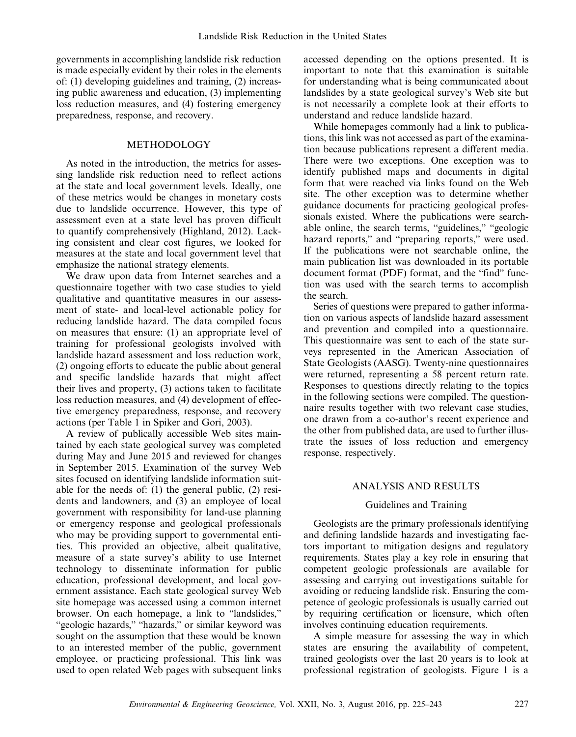governments in accomplishing landslide risk reduction is made especially evident by their roles in the elements of: (1) developing guidelines and training, (2) increasing public awareness and education, (3) implementing loss reduction measures, and (4) fostering emergency preparedness, response, and recovery.

## METHODOLOGY

As noted in the introduction, the metrics for assessing landslide risk reduction need to reflect actions at the state and local government levels. Ideally, one of these metrics would be changes in monetary costs due to landslide occurrence. However, this type of assessment even at a state level has proven difficult to quantify comprehensively (Highland, 2012). Lacking consistent and clear cost figures, we looked for measures at the state and local government level that emphasize the national strategy elements.

We draw upon data from Internet searches and a questionnaire together with two case studies to yield qualitative and quantitative measures in our assessment of state- and local-level actionable policy for reducing landslide hazard. The data compiled focus on measures that ensure: (1) an appropriate level of training for professional geologists involved with landslide hazard assessment and loss reduction work, (2) ongoing efforts to educate the public about general and specific landslide hazards that might affect their lives and property, (3) actions taken to facilitate loss reduction measures, and (4) development of effective emergency preparedness, response, and recovery actions (per Table 1 in Spiker and Gori, 2003).

A review of publically accessible Web sites maintained by each state geological survey was completed during May and June 2015 and reviewed for changes in September 2015. Examination of the survey Web sites focused on identifying landslide information suitable for the needs of: (1) the general public, (2) residents and landowners, and (3) an employee of local government with responsibility for land-use planning or emergency response and geological professionals who may be providing support to governmental entities. This provided an objective, albeit qualitative, measure of a state survey's ability to use Internet technology to disseminate information for public education, professional development, and local government assistance. Each state geological survey Web site homepage was accessed using a common internet browser. On each homepage, a link to "landslides," "geologic hazards," "hazards," or similar keyword was sought on the assumption that these would be known to an interested member of the public, government employee, or practicing professional. This link was used to open related Web pages with subsequent links accessed depending on the options presented. It is important to note that this examination is suitable for understanding what is being communicated about landslides by a state geological survey's Web site but is not necessarily a complete look at their efforts to understand and reduce landslide hazard.

While homepages commonly had a link to publications, this link was not accessed as part of the examination because publications represent a different media. There were two exceptions. One exception was to identify published maps and documents in digital form that were reached via links found on the Web site. The other exception was to determine whether guidance documents for practicing geological professionals existed. Where the publications were searchable online, the search terms, "guidelines," "geologic hazard reports," and "preparing reports," were used. If the publications were not searchable online, the main publication list was downloaded in its portable document format (PDF) format, and the "find" function was used with the search terms to accomplish the search.

Series of questions were prepared to gather information on various aspects of landslide hazard assessment and prevention and compiled into a questionnaire. This questionnaire was sent to each of the state surveys represented in the American Association of State Geologists (AASG). Twenty-nine questionnaires were returned, representing a 58 percent return rate. Responses to questions directly relating to the topics in the following sections were compiled. The questionnaire results together with two relevant case studies, one drawn from a co-author's recent experience and the other from published data, are used to further illustrate the issues of loss reduction and emergency response, respectively.

## ANALYSIS AND RESULTS

### Guidelines and Training

Geologists are the primary professionals identifying and defining landslide hazards and investigating factors important to mitigation designs and regulatory requirements. States play a key role in ensuring that competent geologic professionals are available for assessing and carrying out investigations suitable for avoiding or reducing landslide risk. Ensuring the competence of geologic professionals is usually carried out by requiring certification or licensure, which often involves continuing education requirements.

A simple measure for assessing the way in which states are ensuring the availability of competent, trained geologists over the last 20 years is to look at professional registration of geologists. Figure 1 is a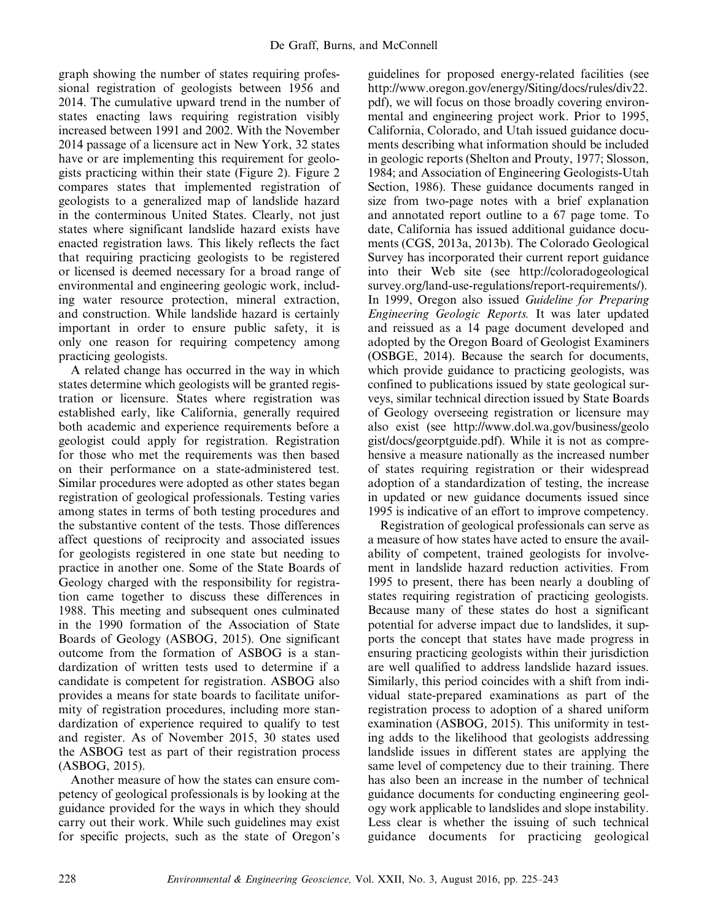graph showing the number of states requiring professional registration of geologists between 1956 and 2014. The cumulative upward trend in the number of states enacting laws requiring registration visibly increased between 1991 and 2002. With the November 2014 passage of a licensure act in New York, 32 states have or are implementing this requirement for geologists practicing within their state (Figure 2). Figure 2 compares states that implemented registration of geologists to a generalized map of landslide hazard in the conterminous United States. Clearly, not just states where significant landslide hazard exists have enacted registration laws. This likely reflects the fact that requiring practicing geologists to be registered or licensed is deemed necessary for a broad range of environmental and engineering geologic work, including water resource protection, mineral extraction, and construction. While landslide hazard is certainly important in order to ensure public safety, it is only one reason for requiring competency among practicing geologists.

A related change has occurred in the way in which states determine which geologists will be granted registration or licensure. States where registration was established early, like California, generally required both academic and experience requirements before a geologist could apply for registration. Registration for those who met the requirements was then based on their performance on a state-administered test. Similar procedures were adopted as other states began registration of geological professionals. Testing varies among states in terms of both testing procedures and the substantive content of the tests. Those differences affect questions of reciprocity and associated issues for geologists registered in one state but needing to practice in another one. Some of the State Boards of Geology charged with the responsibility for registration came together to discuss these differences in 1988. This meeting and subsequent ones culminated in the 1990 formation of the Association of State Boards of Geology (ASBOG, 2015). One significant outcome from the formation of ASBOG is a standardization of written tests used to determine if a candidate is competent for registration. ASBOG also provides a means for state boards to facilitate uniformity of registration procedures, including more standardization of experience required to qualify to test and register. As of November 2015, 30 states used the ASBOG test as part of their registration process (ASBOG, 2015).

Another measure of how the states can ensure competency of geological professionals is by looking at the guidance provided for the ways in which they should carry out their work. While such guidelines may exist for specific projects, such as the state of Oregon's guidelines for proposed energy-related facilities (see http://www.oregon.gov/energy/Siting/docs/rules/div22.pdf), we will focus on those broadly covering environmental and engineering project work. Prior to 1995, California, Colorado, and Utah issued guidance documents describing what information should be included in geologic reports (Shelton and Prouty, 1977; Slosson, 1984; and Association of Engineering Geologists-Utah Section, 1986). These guidance documents ranged in size from two-page notes with a brief explanation and annotated report outline to a 67 page tome. To date, California has issued additional guidance documents (CGS, 2013a, 2013b). The Colorado Geological Survey has incorporated their current report guidance into their Web site (see http://coloradogeologicalsurvey.org/land-use-regulations/report-requirements/). In 1999, Oregon also issued *Guideline for Preparing Engineering Geologic Reports.* It was later updated and reissued as a 14 page document developed and adopted by the Oregon Board of Geologist Examiners (OSBGE, 2014). Because the search for documents, which provide guidance to practicing geologists, was confined to publications issued by state geological surveys, similar technical direction issued by State Boards of Geology overseeing registration or licensure may also exist (see http://www.dol.wa.gov/business/geologist/docs/georptguide.pdf). While it is not as comprehensive a measure nationally as the increased number of states requiring registration or their widespread adoption of a standardization of testing, the increase in updated or new guidance documents issued since 1995 is indicative of an effort to improve competency.

Registration of geological professionals can serve as a measure of how states have acted to ensure the availability of competent, trained geologists for involvement in landslide hazard reduction activities. From 1995 to present, there has been nearly a doubling of states requiring registration of practicing geologists. Because many of these states do host a significant potential for adverse impact due to landslides, it supports the concept that states have made progress in ensuring practicing geologists within their jurisdiction are well qualified to address landslide hazard issues. Similarly, this period coincides with a shift from individual state-prepared examinations as part of the registration process to adoption of a shared uniform examination (ASBOG, 2015). This uniformity in testing adds to the likelihood that geologists addressing landslide issues in different states are applying the same level of competency due to their training. There has also been an increase in the number of technical guidance documents for conducting engineering geology work applicable to landslides and slope instability. Less clear is whether the issuing of such technical guidance documents for practicing geological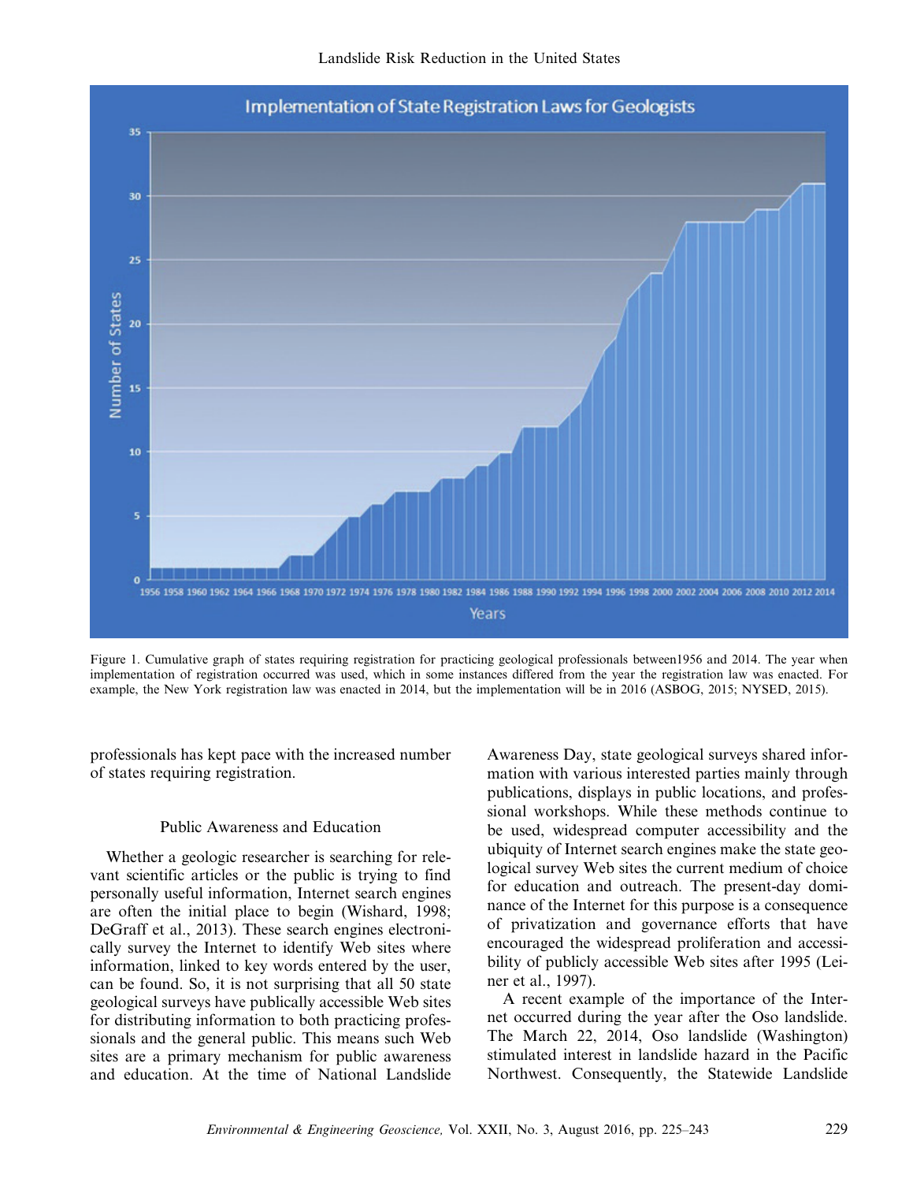Figure 1. Cumulative graph of states requiring registration for practicing geological professionals between1956 and 2014. The year when implementation of registration occurred was used, which in some instances differed from the year the registration law was enacted. For example, the New York registration law was enacted in 2014, but the implementation will be in 2016 (ASBOG, 2015; NYSED, 2015).

professionals has kept pace with the increased number of states requiring registration.

## Public Awareness and Education

Whether a geologic researcher is searching for relevant scientific articles or the public is trying to find personally useful information, Internet search engines are often the initial place to begin (Wishard, 1998; DeGraff et al., 2013). These search engines electronically survey the Internet to identify Web sites where information, linked to key words entered by the user, can be found. So, it is not surprising that all 50 state geological surveys have publically accessible Web sites for distributing information to both practicing professionals and the general public. This means such Web sites are a primary mechanism for public awareness and education. At the time of National Landslide Awareness Day, state geological surveys shared information with various interested parties mainly through publications, displays in public locations, and professional workshops. While these methods continue to be used, widespread computer accessibility and the ubiquity of Internet search engines make the state geological survey Web sites the current medium of choice for education and outreach. The present-day dominance of the Internet for this purpose is a consequence of privatization and governance efforts that have encouraged the widespread proliferation and accessibility of publicly accessible Web sites after 1995 (Leiner et al., 1997).

A recent example of the importance of the Internet occurred during the year after the Oso landslide. The March 22, 2014, Oso landslide (Washington) stimulated interest in landslide hazard in the Pacific Northwest. Consequently, the Statewide Landslide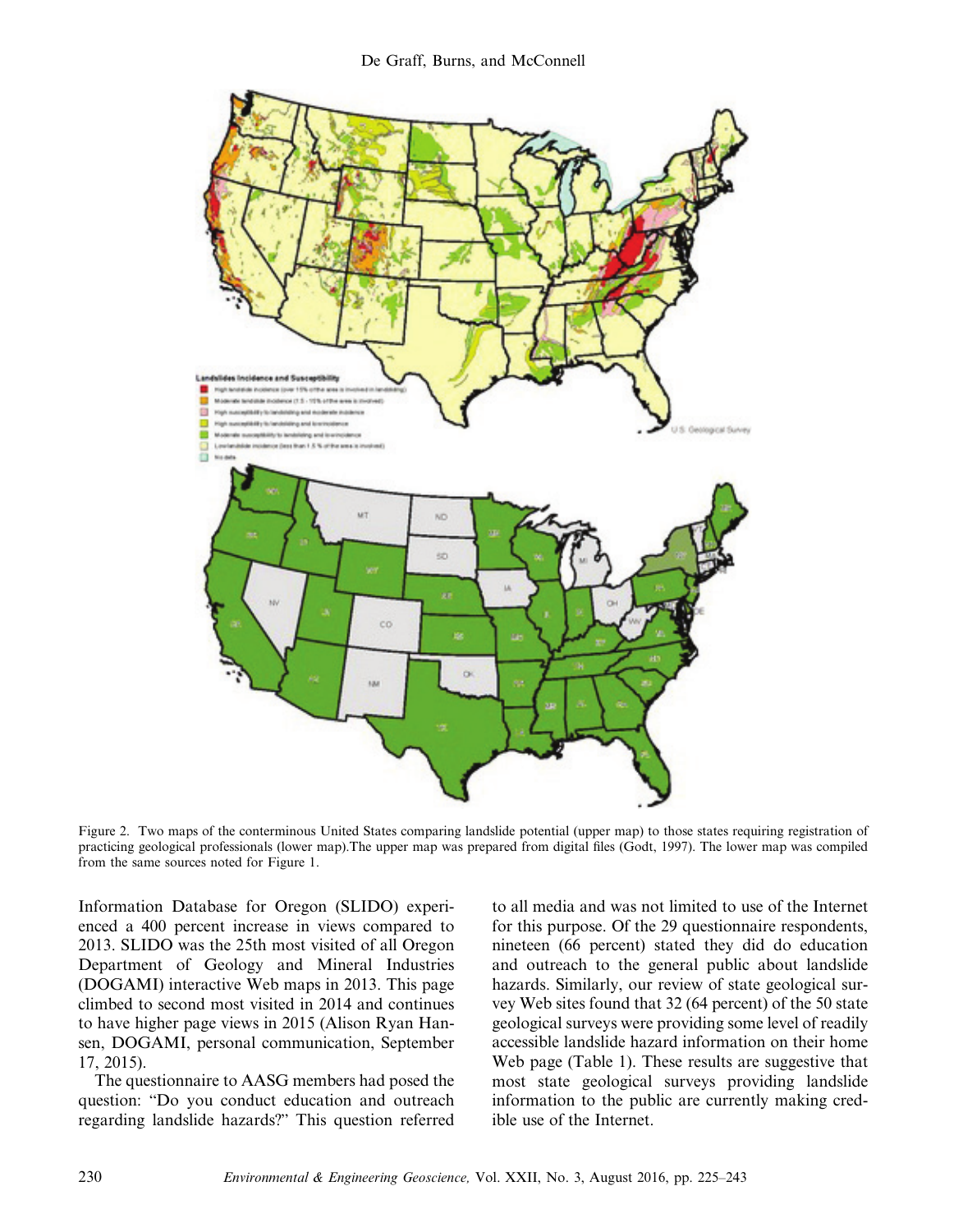Figure 2. Two maps of the conterminous United States comparing landslide potential (upper map) to those states requiring registration of practicing geological professionals (lower map).The upper map was prepared from digital files (Godt, 1997). The lower map was compiled from the same sources noted for Figure 1.

Information Database for Oregon (SLIDO) experienced a 400 percent increase in views compared to 2013. SLIDO was the 25th most visited of all Oregon Department of Geology and Mineral Industries (DOGAMI) interactive Web maps in 2013. This page climbed to second most visited in 2014 and continues to have higher page views in 2015 (Alison Ryan Hansen, DOGAMI, personal communication, September 17, 2015).

The questionnaire to AASG members had posed the question: "Do you conduct education and outreach regarding landslide hazards?" This question referred to all media and was not limited to use of the Internet for this purpose. Of the 29 questionnaire respondents, nineteen (66 percent) stated they did do education and outreach to the general public about landslide hazards. Similarly, our review of state geological survey Web sites found that 32 (64 percent) of the 50 state geological surveys were providing some level of readily accessible landslide hazard information on their home Web page (Table 1). These results are suggestive that most state geological surveys providing landslide information to the public are currently making credible use of the Internet.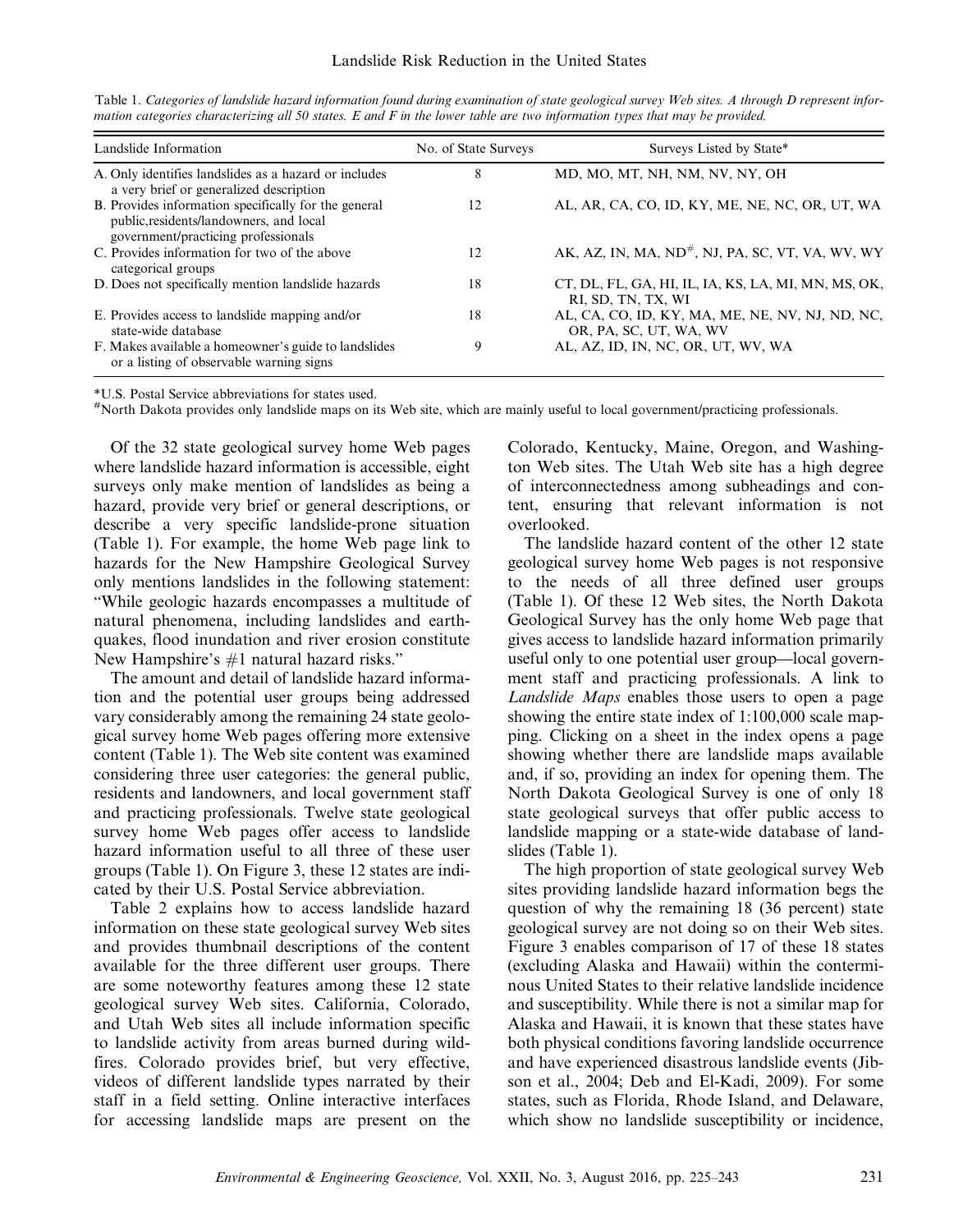Table 1. *Categories of landslide hazard information found during examination of state geological survey Web sites. A through D represent information categories characterizing all 50 states. E and F in the lower table are two information types that may be provided.*

| Landslide Information | No. of State Surveys | Surveys Listed by State* |
|---|---|---|
| A. Only identifies landslides as a hazard or includes a very brief or generalized description | 8 | MD, MO, MT, NH, NM, NV, NY, OH |
| B. Provides information specifically for the general public,residents/landowners, and local government/practicing professionals | 12 | AL, AR, CA, CO, ID, KY, ME, NE, NC, OR, UT, WA |
| C. Provides information for two of the above categorical groups | 12 | AK, AZ, IN, MA, ND[#], NJ, PA, SC, VT, VA, WV, WY |
| D. Does not specifically mention landslide hazards | 18 | CT, DL, FL, GA, HI, IL, IA, KS, LA, MI, MN, MS, OK, RI, SD, TN, TX, WI |
| E. Provides access to landslide mapping and/or state-wide database | 18 | AL, CA, CO, ID, KY, MA, ME, NE, NV, NJ, ND, NC, OR, PA, SC, UT, WA, WV |
| F. Makes available a homeowner's guide to landslides or a listing of observable warning signs | 9 | AL, AZ, ID, IN, NC, OR, UT, WV, WA |

*U.S. Postal Service abbreviations for states used.

[#]North Dakota provides only landslide maps on its Web site, which are mainly useful to local government/practicing professionals.

Of the 32 state geological survey home Web pages where landslide hazard information is accessible, eight surveys only make mention of landslides as being a hazard, provide very brief or general descriptions, or describe a very specific landslide-prone situation (Table 1). For example, the home Web page link to hazards for the New Hampshire Geological Survey only mentions landslides in the following statement: "While geologic hazards encompasses a multitude of natural phenomena, including landslides and earthquakes, flood inundation and river erosion constitute New Hampshire's #1 natural hazard risks."

The amount and detail of landslide hazard information and the potential user groups being addressed vary considerably among the remaining 24 state geological survey home Web pages offering more extensive content (Table 1). The Web site content was examined considering three user categories: the general public, residents and landowners, and local government staff and practicing professionals. Twelve state geological survey home Web pages offer access to landslide hazard information useful to all three of these user groups (Table 1). On Figure 3, these 12 states are indicated by their U.S. Postal Service abbreviation.

Table 2 explains how to access landslide hazard information on these state geological survey Web sites and provides thumbnail descriptions of the content available for the three different user groups. There are some noteworthy features among these 12 state geological survey Web sites. California, Colorado, and Utah Web sites all include information specific to landslide activity from areas burned during wildfires. Colorado provides brief, but very effective, videos of different landslide types narrated by their staff in a field setting. Online interactive interfaces for accessing landslide maps are present on the Colorado, Kentucky, Maine, Oregon, and Washington Web sites. The Utah Web site has a high degree of interconnectedness among subheadings and content, ensuring that relevant information is not overlooked.

The landslide hazard content of the other 12 state geological survey home Web pages is not responsive to the needs of all three defined user groups (Table 1). Of these 12 Web sites, the North Dakota Geological Survey has the only home Web page that gives access to landslide hazard information primarily useful only to one potential user group—local government staff and practicing professionals. A link to *Landslide Maps* enables those users to open a page showing the entire state index of 1:100,000 scale mapping. Clicking on a sheet in the index opens a page showing whether there are landslide maps available and, if so, providing an index for opening them. The North Dakota Geological Survey is one of only 18 state geological surveys that offer public access to landslide mapping or a state-wide database of landslides (Table 1).

The high proportion of state geological survey Web sites providing landslide hazard information begs the question of why the remaining 18 (36 percent) state geological survey are not doing so on their Web sites. Figure 3 enables comparison of 17 of these 18 states (excluding Alaska and Hawaii) within the conterminous United States to their relative landslide incidence and susceptibility. While there is not a similar map for Alaska and Hawaii, it is known that these states have both physical conditions favoring landslide occurrence and have experienced disastrous landslide events (Jibson et al., 2004; Deb and El-Kadi, 2009). For some states, such as Florida, Rhode Island, and Delaware, which show no landslide susceptibility or incidence,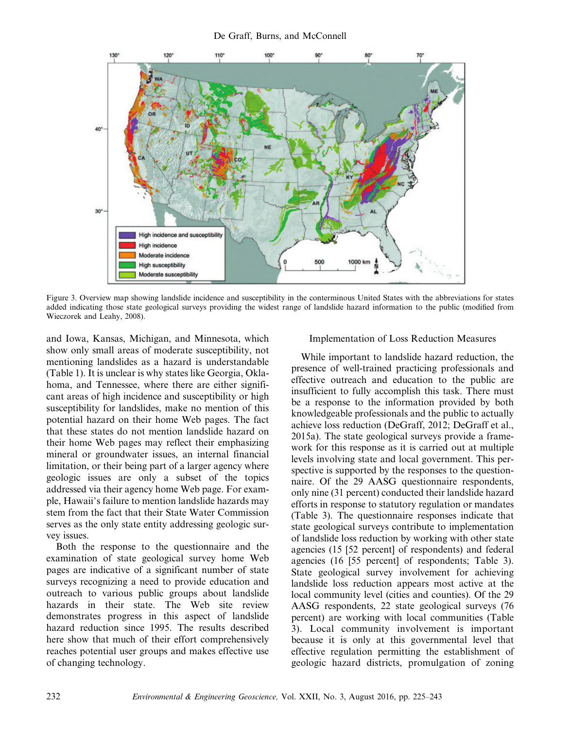Figure 3. Overview map showing landslide incidence and susceptibility in the conterminous United States with the abbreviations for states added indicating those state geological surveys providing the widest range of landslide hazard information to the public (modified from Wieczorek and Leahy, 2008).

and Iowa, Kansas, Michigan, and Minnesota, which show only small areas of moderate susceptibility, not mentioning landslides as a hazard is understandable (Table 1). It is unclear is why states like Georgia, Oklahoma, and Tennessee, where there are either significant areas of high incidence and susceptibility or high susceptibility for landslides, make no mention of this potential hazard on their home Web pages. The fact that these states do not mention landslide hazard on their home Web pages may reflect their emphasizing mineral or groundwater issues, an internal financial limitation, or their being part of a larger agency where geologic issues are only a subset of the topics addressed via their agency home Web page. For example, Hawaii's failure to mention landslide hazards may stem from the fact that their State Water Commission serves as the only state entity addressing geologic survey issues.

Both the response to the questionnaire and the examination of state geological survey home Web pages are indicative of a significant number of state surveys recognizing a need to provide education and outreach to various public groups about landslide hazards in their state. The Web site review demonstrates progress in this aspect of landslide hazard reduction since 1995. The results described here show that much of their effort comprehensively reaches potential user groups and makes effective use of changing technology.

## Implementation of Loss Reduction Measures

While important to landslide hazard reduction, the presence of well-trained practicing professionals and effective outreach and education to the public are insufficient to fully accomplish this task. There must be a response to the information provided by both knowledgeable professionals and the public to actually achieve loss reduction (DeGraff, 2012; DeGraff et al., 2015a). The state geological surveys provide a framework for this response as it is carried out at multiple levels involving state and local government. This perspective is supported by the responses to the questionnaire. Of the 29 AASG questionnaire respondents, only nine (31 percent) conducted their landslide hazard efforts in response to statutory regulation or mandates (Table 3). The questionnaire responses indicate that state geological surveys contribute to implementation of landslide loss reduction by working with other state agencies (15 [52 percent] of respondents) and federal agencies (16 [55 percent] of respondents; Table 3). State geological survey involvement for achieving landslide loss reduction appears most active at the local community level (cities and counties). Of the 29 AASG respondents, 22 state geological surveys (76 percent) are working with local communities (Table 3). Local community involvement is important because it is only at this governmental level that effective regulation permitting the establishment of geologic hazard districts, promulgation of zoning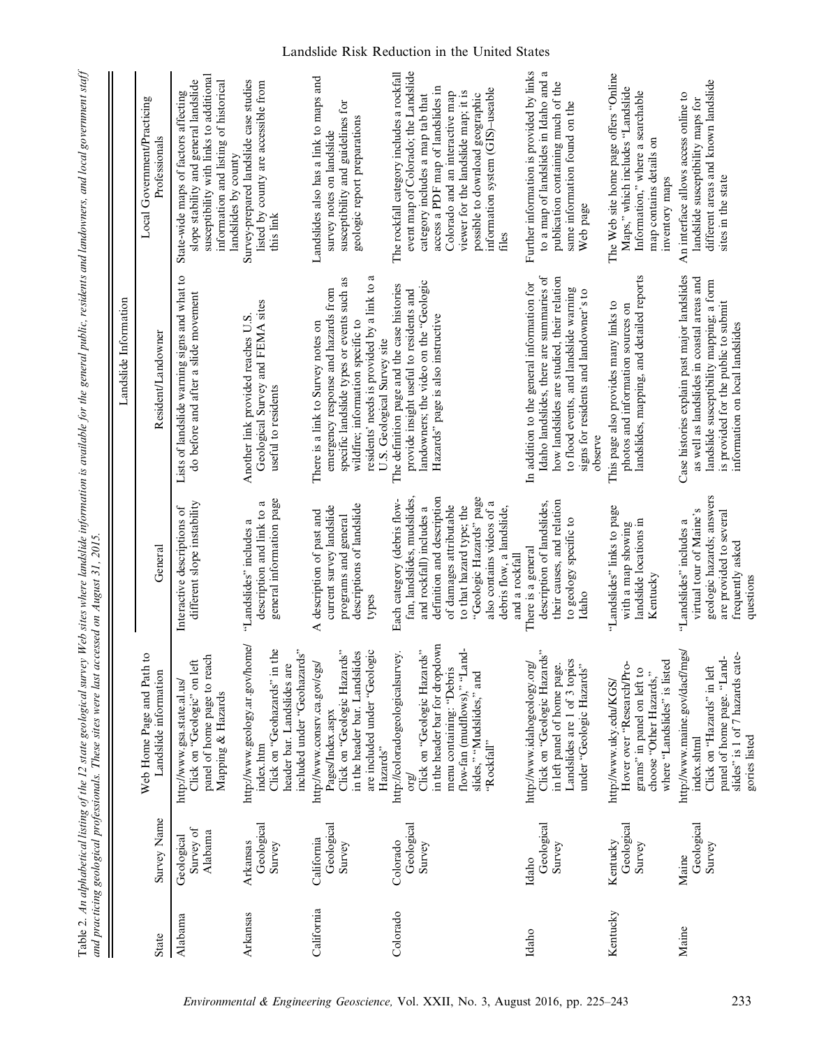Table 2. An alphabetical listing of the 12 state geological survey Web sites where landslide information is available for the general public, residents and landowners, and local government staff and practicing geological professionals. These sites were last accessed on August 31, 2015.

| State | Survey Name | Web Home Page and Path to Landslide information | Landslide Information | | |
|---|---|---|---|---|---|
| | | | General | Resident/Landowner | Local Government/Practicing Professionals |
| Alabama | Geological Survey of Alabama | http://www.gsa.state.al.us/ Click on "Geologic" on left panel of home page to reach Mapping & Hazards | Interactive descriptions of different slope instability | Lists of landslide warning signs and what to do before and after a slide movement | State-wide maps of factors affecting slope stability and general landslide susceptibility with links to additional information and listing of historical landslides by county |
| Arkansas | Arkansas Geological Survey | http://www.geology.ar.gov/home/index.htm Click on "Geohazards" in the header bar. Landslides are included under "Geohazards" | "Landslides" includes a description and link to a general information page | Another link provided reaches U.S. Geological Survey and FEMA sites useful to residents | Survey-prepared landslide case studies listed by county are accessible from this link |
| California | California Geological Survey | http://www.consrv.ca.gov/cgs/Pages/Index.aspx Click on "Geologic Hazards" in the header bar. Landslides are included under "Geologic Hazards" | A description of past and current survey landslide programs and general descriptions of landslide types | There is a link to Survey notes on emergency response and hazards from specific landslide types or events such as wildfire; information specific to residents' needs is provided by a link to a U.S. Geological Survey site | Landslides also has a link to maps and survey notes on landslide susceptibility and guidelines for geologic report preparations |
| Colorado | Colorado Geological Survey | http://coloradogeologicalsurvey.org/ Click on "Geologic Hazards" in the header bar for dropdown menu containing: "Debris flow-fan (mudflows)," "Landslides," "Mudslides," and "Rockfall" | Each category (debris flow-fan, landslides, mudslides, and rockfall) includes a definition and description of damages attributable to that hazard type; the "Geologic Hazards" page also contains videos of a debris flow, a landslide, and a rockfall | The definition page and the case histories provide insight useful to residents and landowners; the video on the "Geologic Hazards" page is also instructive | The rockfall category includes a rockfall event map of Colorado; the Landslide category includes a map tab that access a PDF map of landslides in Colorado and an interactive map viewer for the landslide map; it is possible to download geographic information system (GIS)–useable files |
| Idaho | Idaho Geological Survey | http://www.idahogeology.org/ Click on "Geologic Hazards" in left panel of home page. Landslides are 1 of 3 topics under "Geologic Hazards" | There is a general description of landslides, their causes, and relation to geology specific to Idaho | In addition to the general information for Idaho landslides, there are summaries of how landslides are studied, their relation to flood events, and landslide warning signs for residents and landowner's to observe | Further information is provided by links to a map of landslides in Idaho and a publication containing much of the same information found on the Web page |
| Kentucky | Kentucky Geological Survey | http://www.uky.edu/KGS/ Hover over "Research/Programs" in panel on left to choose "Other Hazards," where "Landslides" is listed | "Landslides" links to page with a map showing landslide locations in Kentucky | This page also provides many links to photos and information sources on landslides, mapping, and detailed reports | The Web site home page offers "Online Maps," which includes "Landslide Information," where a searchable map contains details on inventory maps |
| Maine | Maine Geological Survey | http://www.maine.gov/dacf/mgs/index.shtml Click on "Hazards" in left panel of home page. "Landslides" is 1 of 7 hazards categories listed | "Landslides" includes a virtual tour of Maine's geologic hazards; answers are provided to several frequently asked questions | Case histories explain past major landslides as well as landslides in coastal areas and landslide susceptibility mapping; a form is provided for the public to submit information on local landslides | An interface allows access online to landslide susceptibility maps for different areas and known landslide sites in the state |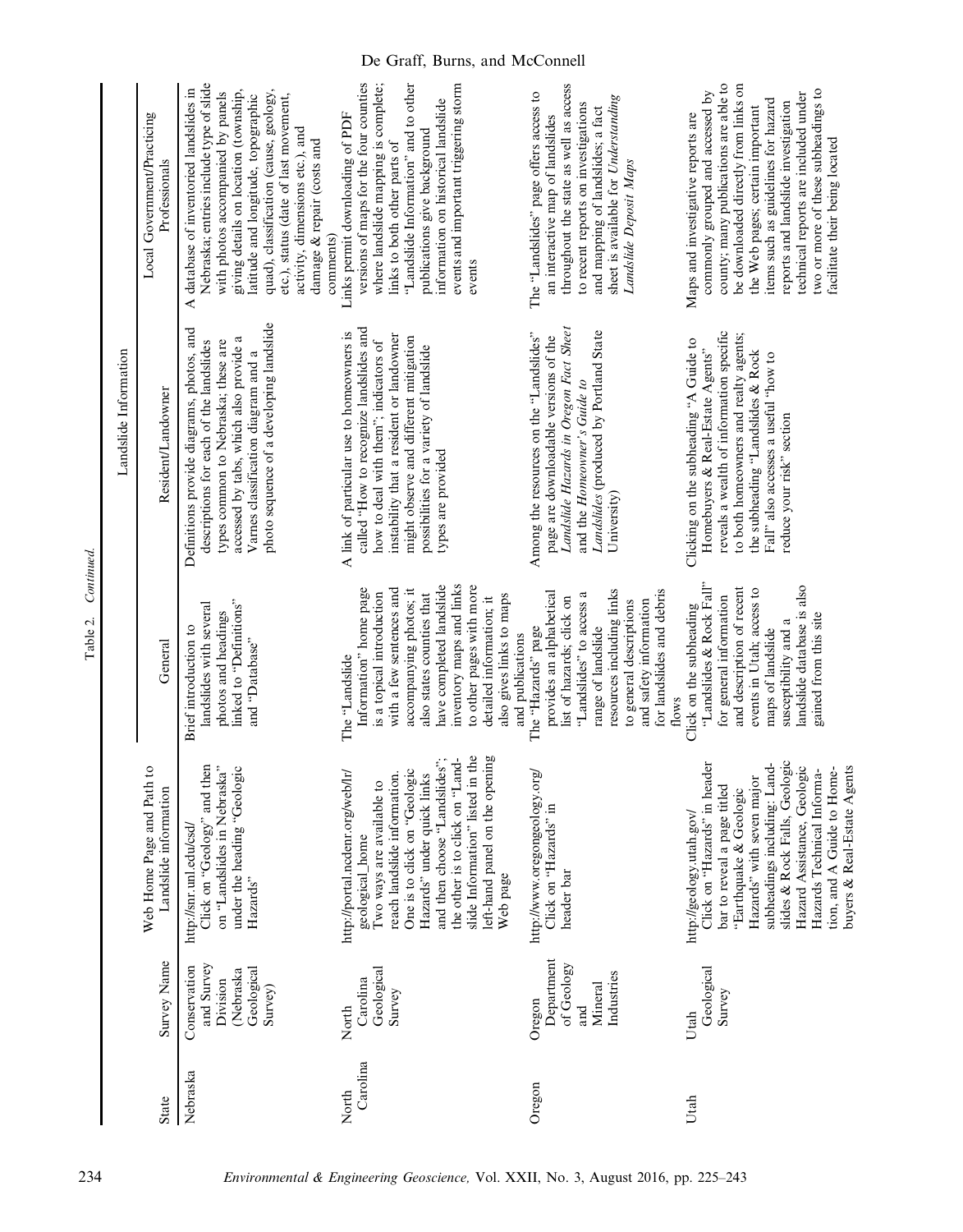Table 2. *Continued.*

| State | Survey Name | Web Home Page and Path to Landslide information | Landslide Information | | |
|---|---|---|---|---|---|
| | | | General | Resident/Landowner | Local Government/Practicing Professionals |
| Nebraska | Conservation and Survey Division (Nebraska Geological Survey) | http://snr.unl.edu/csd/ Click on "Geology" and then on "Landslides in Nebraska" under the heading "Geologic Hazards" | Brief introduction to landslides with several photos and headings linked to "Definitions" and "Database" | Definitions provide diagrams, photos, and descriptions for each of the landslides types common to Nebraska; these are accessed by tabs, which also provide a Varnes classification diagram and a photo sequence of a developing landslide | A database of inventoried landslides in Nebraska; entries include type of slide with photos accompanied by panels giving details on location (township, latitude and longitude, topographic quad), classification (cause, geology, etc.), status (date of last movement, activity, dimensions etc.), and damage & repair (costs and comments) |
| North Carolina | North Carolina Geological Survey | http://portal.ncdenr.org/web/lr/geological_home Two ways are available to reach landslide information. One is to click on "Geologic Hazards" under quick links and then choose "Landslides"; the other is to click on "Landslide Information" listed in the left-hand panel on the opening Web page | The "Landslide Information" home page is a topical introduction with a few sentences and accompanying photos; it also states counties that have completed landslide inventory maps and links to other pages with more detailed information; it also gives links to maps and publications | A link of particular use to homeowners is called "How to recognize landslides and how to deal with them"; indicators of instability that a resident or landowner might observe and different mitigation possibilities for a variety of landslide types are provided | Links permit downloading of PDF versions of maps for the four counties where landslide mapping is complete; links to both other parts of "Landslide Information" and to other publications give background information on historical landslide events and important triggering storm events |
| Oregon | Oregon Department of Geology and Mineral Industries | http://www.oregongeology.org/ Click on "Hazards" in header bar | The "Hazards" page provides an alphabetical list of hazards; click on "Landslides" to access a range of landslide resources including links to general descriptions and safety information for landslides and debris flows | Among the resources on the "Landslides" page are downloadable versions of the *Landslide Hazards in Oregon Fact Sheet* and the *Homeowner's Guide to Landslides* (produced by Portland State University) | The "Landslides" page offers access to an interactive map of landslides throughout the state as well as access to recent reports on investigations and mapping of landslides; a fact sheet is available for *Understanding Landslide Deposit Maps* |
| Utah | Utah Geological Survey | http://geology.utah.gov/ Click on "Hazards" in header bar to reveal a page titled "Earthquake & Geologic Hazards" with seven major subheadings including: Landslides & Rock Falls, Geologic Hazard Assistance, Geologic Hazards Technical Information, and A Guide to Homebuyers & Real-Estate Agents | Click on the subheading "Landslides & Rock Fall" for general information and description of recent events in Utah; access to maps of landslide susceptibility and a landslide database is also gained from this site | Clicking on the subheading "A Guide to Homebuyers & Real-Estate Agents" reveals a wealth of information specific to both homeowners and realty agents; the subheading "Landslides & Rock Fall" also accesses a useful "how to reduce your risk" section | Maps and investigative reports are commonly grouped and accessed by county; many publications are able to be downloaded directly from links on the Web pages; certain important items such as guidelines for hazard reports and landslide investigation technical reports are included under two or more of these subheadings to facilitate their being located |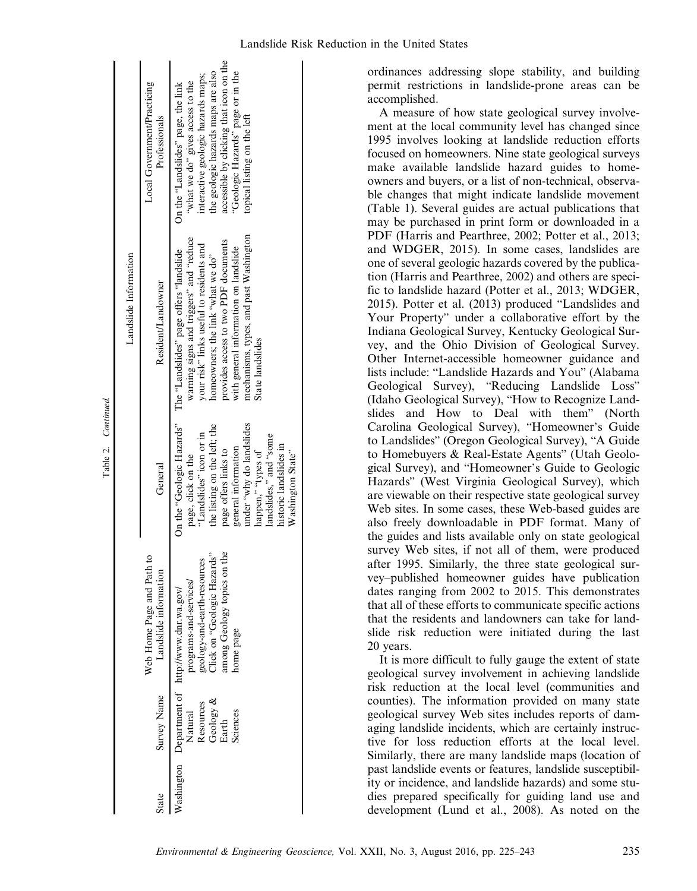Table 2. Continued.

| State | Survey Name | Web Home Page and Path to Landslide information | Landslide Information | | |
|---|---|---|---|---|---|
| | | | General | Resident/Landowner | Local Government/Practicing Professionals |
| Washington | Department of Natural Resources Geology & Earth Sciences | http://www.dnr.wa.gov/programs-and-services/geology-and-earth-resources Click on "Geologic Hazards" among Geology topics on the home page | On the "Geologic Hazards" page, click on the "Landslides" icon or in the listing on the left; the page offers links to general information under "why do landslides happen," "types of landslides," and "some historic landslides in Washington State" | The "Landslides" page offers "landslide warning signs and triggers" and "reduce your risk" links useful to residents and homeowners; the link "what we do" provides access to two PDF documents with general information on landslide mechanisms, types, and past Washington State landslides | On the "Landslides" page, the link "what we do" gives access to the interactive geologic hazards maps; the geologic hazards maps are also accessible by clicking that icon on the "Geologic Hazards" page or in the topical listing on the left |

ordinances addressing slope stability, and building permit restrictions in landslide-prone areas can be accomplished.

A measure of how state geological survey involvement at the local community level has changed since 1995 involves looking at landslide reduction efforts focused on homeowners. Nine state geological surveys make available landslide hazard guides to homeowners and buyers, or a list of non-technical, observable changes that might indicate landslide movement (Table 1). Several guides are actual publications that may be purchased in print form or downloaded in a PDF (Harris and Pearthree, 2002; Potter et al., 2013; and WDGER, 2015). In some cases, landslides are one of several geologic hazards covered by the publication (Harris and Pearthree, 2002) and others are specific to landslide hazard (Potter et al., 2013; WDGER, 2015). Potter et al. (2013) produced "Landslides and Your Property" under a collaborative effort by the Indiana Geological Survey, Kentucky Geological Survey, and the Ohio Division of Geological Survey. Other Internet-accessible homeowner guidance and lists include: "Landslide Hazards and You" (Alabama Geological Survey), "Reducing Landslide Loss" (Idaho Geological Survey), "How to Recognize Landslides and How to Deal with them" (North Carolina Geological Survey), "Homeowner's Guide to Landslides" (Oregon Geological Survey), "A Guide to Homebuyers & Real-Estate Agents" (Utah Geological Survey), and "Homeowner's Guide to Geologic Hazards" (West Virginia Geological Survey), which are viewable on their respective state geological survey Web sites. In some cases, these Web-based guides are also freely downloadable in PDF format. Many of the guides and lists available only on state geological survey Web sites, if not all of them, were produced after 1995. Similarly, the three state geological survey–published homeowner guides have publication dates ranging from 2002 to 2015. This demonstrates that all of these efforts to communicate specific actions that the residents and landowners can take for landslide risk reduction were initiated during the last 20 years.

It is more difficult to fully gauge the extent of state geological survey involvement in achieving landslide risk reduction at the local level (communities and counties). The information provided on many state geological survey Web sites includes reports of damaging landslide incidents, which are certainly instructive for loss reduction efforts at the local level. Similarly, there are many landslide maps (location of past landslide events or features, landslide susceptibility or incidence, and landslide hazards) and some studies prepared specifically for guiding land use and development (Lund et al., 2008). As noted on the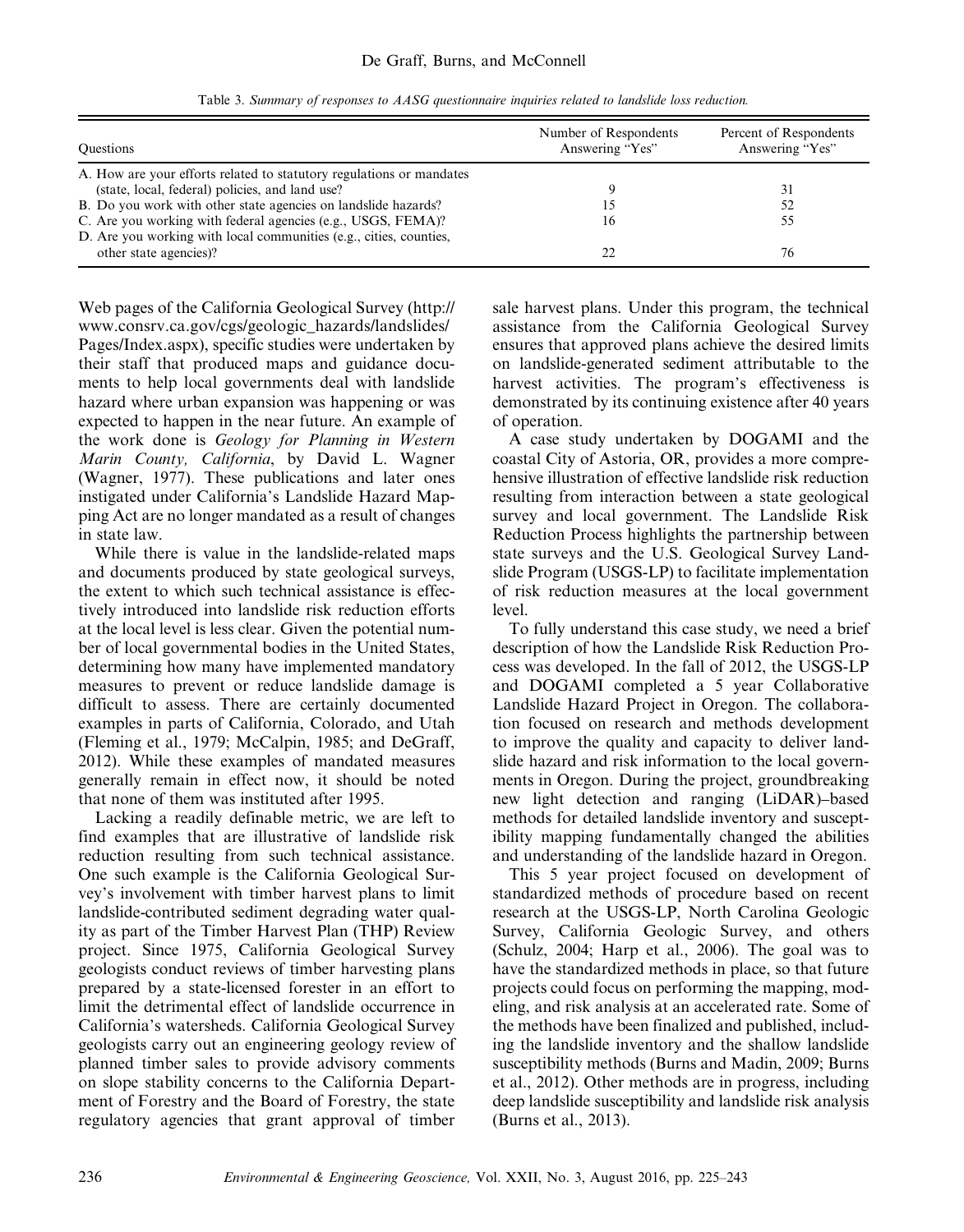Table 3. *Summary of responses to AASG questionnaire inquiries related to landslide loss reduction.*

| Questions | Number of Respondents Answering "Yes" | Percent of Respondents Answering "Yes" |
|---|---|---|
| A. How are your efforts related to statutory regulations or mandates (state, local, federal) policies, and land use? | 9 | 31 |
| B. Do you work with other state agencies on landslide hazards? | 15 | 52 |
| C. Are you working with federal agencies (e.g., USGS, FEMA)? | 16 | 55 |
| D. Are you working with local communities (e.g., cities, counties, other state agencies)? | 22 | 76 |

Web pages of the California Geological Survey (http://www.consrv.ca.gov/cgs/geologic_hazards/landslides/Pages/Index.aspx), specific studies were undertaken by their staff that produced maps and guidance documents to help local governments deal with landslide hazard where urban expansion was happening or was expected to happen in the near future. An example of the work done is *Geology for Planning in Western Marin County, California*, by David L. Wagner (Wagner, 1977). These publications and later ones instigated under California's Landslide Hazard Mapping Act are no longer mandated as a result of changes in state law.

While there is value in the landslide-related maps and documents produced by state geological surveys, the extent to which such technical assistance is effectively introduced into landslide risk reduction efforts at the local level is less clear. Given the potential number of local governmental bodies in the United States, determining how many have implemented mandatory measures to prevent or reduce landslide damage is difficult to assess. There are certainly documented examples in parts of California, Colorado, and Utah (Fleming et al., 1979; McCalpin, 1985; and DeGraff, 2012). While these examples of mandated measures generally remain in effect now, it should be noted that none of them was instituted after 1995.

Lacking a readily definable metric, we are left to find examples that are illustrative of landslide risk reduction resulting from such technical assistance. One such example is the California Geological Survey's involvement with timber harvest plans to limit landslide-contributed sediment degrading water quality as part of the Timber Harvest Plan (THP) Review project. Since 1975, California Geological Survey geologists conduct reviews of timber harvesting plans prepared by a state-licensed forester in an effort to limit the detrimental effect of landslide occurrence in California's watersheds. California Geological Survey geologists carry out an engineering geology review of planned timber sales to provide advisory comments on slope stability concerns to the California Department of Forestry and the Board of Forestry, the state regulatory agencies that grant approval of timber sale harvest plans. Under this program, the technical assistance from the California Geological Survey ensures that approved plans achieve the desired limits on landslide-generated sediment attributable to the harvest activities. The program's effectiveness is demonstrated by its continuing existence after 40 years of operation.

A case study undertaken by DOGAMI and the coastal City of Astoria, OR, provides a more comprehensive illustration of effective landslide risk reduction resulting from interaction between a state geological survey and local government. The Landslide Risk Reduction Process highlights the partnership between state surveys and the U.S. Geological Survey Landslide Program (USGS-LP) to facilitate implementation of risk reduction measures at the local government level.

To fully understand this case study, we need a brief description of how the Landslide Risk Reduction Process was developed. In the fall of 2012, the USGS-LP and DOGAMI completed a 5 year Collaborative Landslide Hazard Project in Oregon. The collaboration focused on research and methods development to improve the quality and capacity to deliver landslide hazard and risk information to the local governments in Oregon. During the project, groundbreaking new light detection and ranging (LiDAR)–based methods for detailed landslide inventory and susceptibility mapping fundamentally changed the abilities and understanding of the landslide hazard in Oregon.

This 5 year project focused on development of standardized methods of procedure based on recent research at the USGS-LP, North Carolina Geologic Survey, California Geologic Survey, and others (Schulz, 2004; Harp et al., 2006). The goal was to have the standardized methods in place, so that future projects could focus on performing the mapping, modeling, and risk analysis at an accelerated rate. Some of the methods have been finalized and published, including the landslide inventory and the shallow landslide susceptibility methods (Burns and Madin, 2009; Burns et al., 2012). Other methods are in progress, including deep landslide susceptibility and landslide risk analysis (Burns et al., 2013).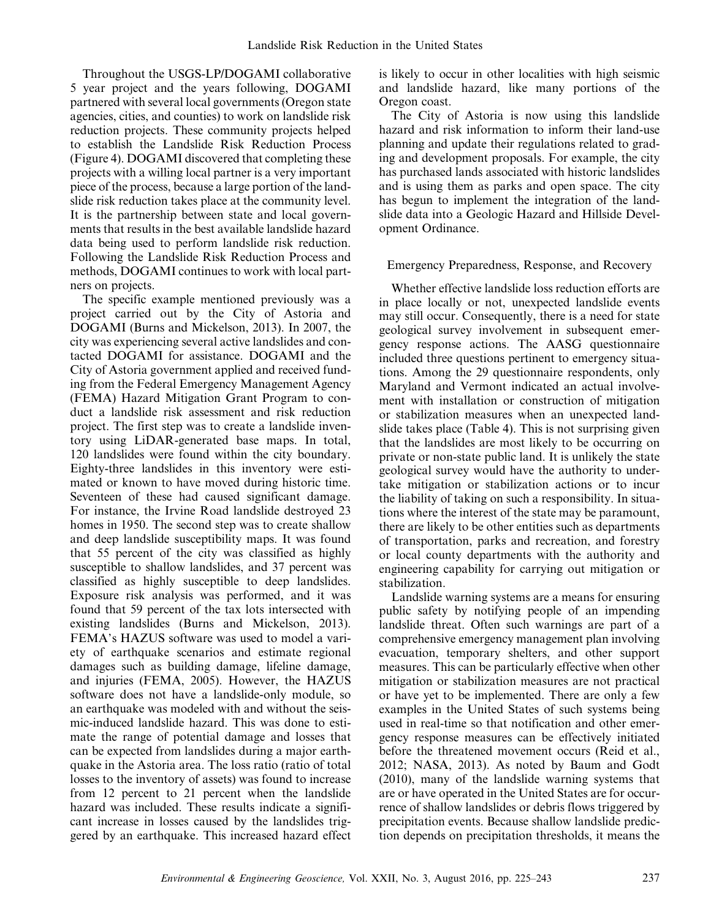Throughout the USGS-LP/DOGAMI collaborative 5 year project and the years following, DOGAMI partnered with several local governments (Oregon state agencies, cities, and counties) to work on landslide risk reduction projects. These community projects helped to establish the Landslide Risk Reduction Process (Figure 4). DOGAMI discovered that completing these projects with a willing local partner is a very important piece of the process, because a large portion of the landslide risk reduction takes place at the community level. It is the partnership between state and local governments that results in the best available landslide hazard data being used to perform landslide risk reduction. Following the Landslide Risk Reduction Process and methods, DOGAMI continues to work with local partners on projects.

The specific example mentioned previously was a project carried out by the City of Astoria and DOGAMI (Burns and Mickelson, 2013). In 2007, the city was experiencing several active landslides and contacted DOGAMI for assistance. DOGAMI and the City of Astoria government applied and received funding from the Federal Emergency Management Agency (FEMA) Hazard Mitigation Grant Program to conduct a landslide risk assessment and risk reduction project. The first step was to create a landslide inventory using LiDAR-generated base maps. In total, 120 landslides were found within the city boundary. Eighty-three landslides in this inventory were estimated or known to have moved during historic time. Seventeen of these had caused significant damage. For instance, the Irvine Road landslide destroyed 23 homes in 1950. The second step was to create shallow and deep landslide susceptibility maps. It was found that 55 percent of the city was classified as highly susceptible to shallow landslides, and 37 percent was classified as highly susceptible to deep landslides. Exposure risk analysis was performed, and it was found that 59 percent of the tax lots intersected with existing landslides (Burns and Mickelson, 2013). FEMA's HAZUS software was used to model a variety of earthquake scenarios and estimate regional damages such as building damage, lifeline damage, and injuries (FEMA, 2005). However, the HAZUS software does not have a landslide-only module, so an earthquake was modeled with and without the seismic-induced landslide hazard. This was done to estimate the range of potential damage and losses that can be expected from landslides during a major earthquake in the Astoria area. The loss ratio (ratio of total losses to the inventory of assets) was found to increase from 12 percent to 21 percent when the landslide hazard was included. These results indicate a significant increase in losses caused by the landslides triggered by an earthquake. This increased hazard effect is likely to occur in other localities with high seismic and landslide hazard, like many portions of the Oregon coast.

The City of Astoria is now using this landslide hazard and risk information to inform their land-use planning and update their regulations related to grading and development proposals. For example, the city has purchased lands associated with historic landslides and is using them as parks and open space. The city has begun to implement the integration of the landslide data into a Geologic Hazard and Hillside Development Ordinance.

## Emergency Preparedness, Response, and Recovery

Whether effective landslide loss reduction efforts are in place locally or not, unexpected landslide events may still occur. Consequently, there is a need for state geological survey involvement in subsequent emergency response actions. The AASG questionnaire included three questions pertinent to emergency situations. Among the 29 questionnaire respondents, only Maryland and Vermont indicated an actual involvement with installation or construction of mitigation or stabilization measures when an unexpected landslide takes place (Table 4). This is not surprising given that the landslides are most likely to be occurring on private or non-state public land. It is unlikely the state geological survey would have the authority to undertake mitigation or stabilization actions or to incur the liability of taking on such a responsibility. In situations where the interest of the state may be paramount, there are likely to be other entities such as departments of transportation, parks and recreation, and forestry or local county departments with the authority and engineering capability for carrying out mitigation or stabilization.

Landslide warning systems are a means for ensuring public safety by notifying people of an impending landslide threat. Often such warnings are part of a comprehensive emergency management plan involving evacuation, temporary shelters, and other support measures. This can be particularly effective when other mitigation or stabilization measures are not practical or have yet to be implemented. There are only a few examples in the United States of such systems being used in real-time so that notification and other emergency response measures can be effectively initiated before the threatened movement occurs (Reid et al., 2012; NASA, 2013). As noted by Baum and Godt (2010), many of the landslide warning systems that are or have operated in the United States are for occurrence of shallow landslides or debris flows triggered by precipitation events. Because shallow landslide prediction depends on precipitation thresholds, it means the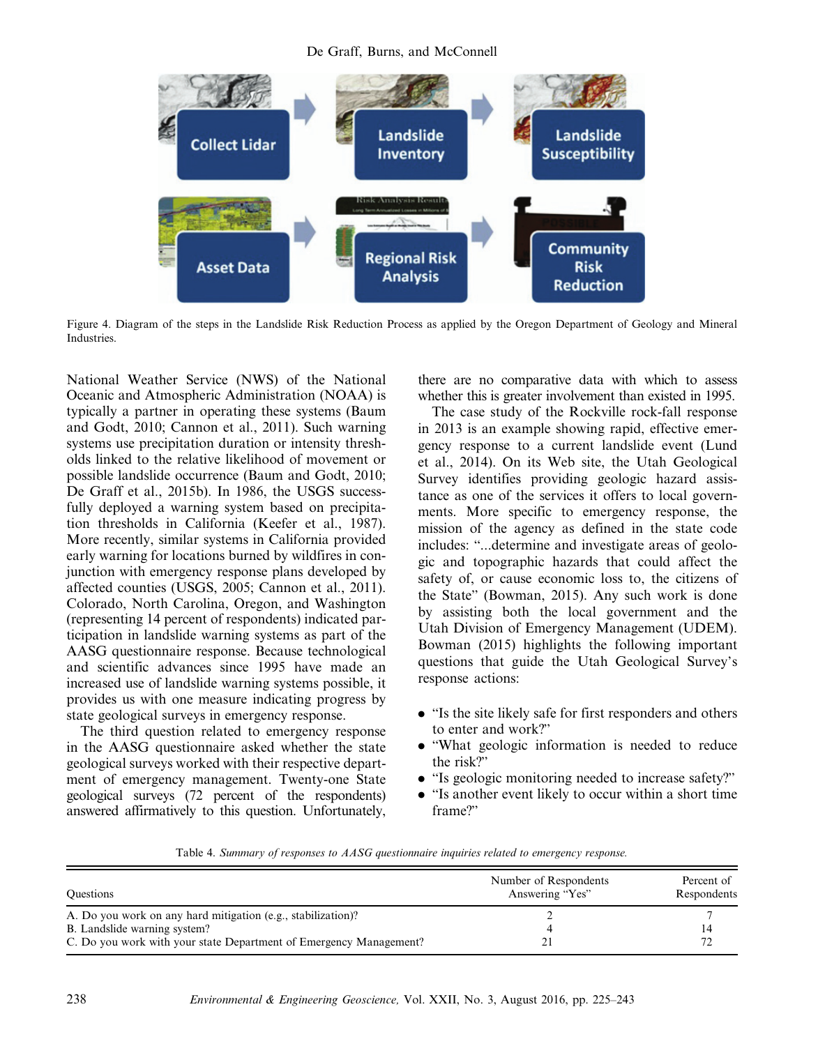Figure 4. Diagram of the steps in the Landslide Risk Reduction Process as applied by the Oregon Department of Geology and Mineral Industries.

National Weather Service (NWS) of the National Oceanic and Atmospheric Administration (NOAA) is typically a partner in operating these systems (Baum and Godt, 2010; Cannon et al., 2011). Such warning systems use precipitation duration or intensity thresholds linked to the relative likelihood of movement or possible landslide occurrence (Baum and Godt, 2010; De Graff et al., 2015b). In 1986, the USGS successfully deployed a warning system based on precipitation thresholds in California (Keefer et al., 1987). More recently, similar systems in California provided early warning for locations burned by wildfires in conjunction with emergency response plans developed by affected counties (USGS, 2005; Cannon et al., 2011). Colorado, North Carolina, Oregon, and Washington (representing 14 percent of respondents) indicated participation in landslide warning systems as part of the AASG questionnaire response. Because technological and scientific advances since 1995 have made an increased use of landslide warning systems possible, it provides us with one measure indicating progress by state geological surveys in emergency response.

The third question related to emergency response in the AASG questionnaire asked whether the state geological surveys worked with their respective department of emergency management. Twenty-one State geological surveys (72 percent of the respondents) answered affirmatively to this question. Unfortunately, there are no comparative data with which to assess whether this is greater involvement than existed in 1995.

The case study of the Rockville rock-fall response in 2013 is an example showing rapid, effective emergency response to a current landslide event (Lund et al., 2014). On its Web site, the Utah Geological Survey identifies providing geologic hazard assistance as one of the services it offers to local governments. More specific to emergency response, the mission of the agency as defined in the state code includes: "...determine and investigate areas of geologic and topographic hazards that could affect the safety of, or cause economic loss to, the citizens of the State" (Bowman, 2015). Any such work is done by assisting both the local government and the Utah Division of Emergency Management (UDEM). Bowman (2015) highlights the following important questions that guide the Utah Geological Survey's response actions:

- "Is the site likely safe for first responders and others to enter and work?"
- "What geologic information is needed to reduce the risk?"
- "Is geologic monitoring needed to increase safety?"
- "Is another event likely to occur within a short time frame?"

Table 4. *Summary of responses to AASG questionnaire inquiries related to emergency response.*

| Questions | Number of Respondents Answering "Yes" | Percent of Respondents |
|---|---|---|
| A. Do you work on any hard mitigation (e.g., stabilization)? | 2 | 7 |
| B. Landslide warning system? | 4 | 14 |
| C. Do you work with your state Department of Emergency Management? | 21 | 72 |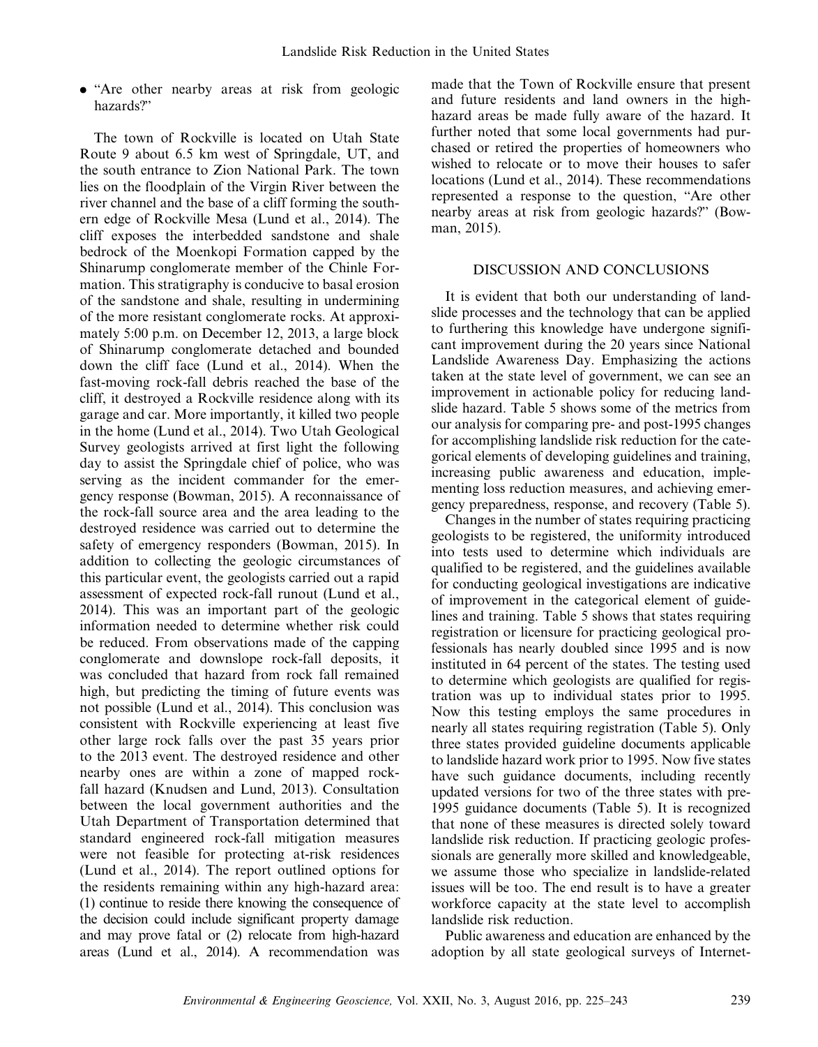- "Are other nearby areas at risk from geologic hazards?"

The town of Rockville is located on Utah State Route 9 about 6.5 km west of Springdale, UT, and the south entrance to Zion National Park. The town lies on the floodplain of the Virgin River between the river channel and the base of a cliff forming the southern edge of Rockville Mesa (Lund et al., 2014). The cliff exposes the interbedded sandstone and shale bedrock of the Moenkopi Formation capped by the Shinarump conglomerate member of the Chinle Formation. This stratigraphy is conducive to basal erosion of the sandstone and shale, resulting in undermining of the more resistant conglomerate rocks. At approximately 5:00 p.m. on December 12, 2013, a large block of Shinarump conglomerate detached and bounded down the cliff face (Lund et al., 2014). When the fast-moving rock-fall debris reached the base of the cliff, it destroyed a Rockville residence along with its garage and car. More importantly, it killed two people in the home (Lund et al., 2014). Two Utah Geological Survey geologists arrived at first light the following day to assist the Springdale chief of police, who was serving as the incident commander for the emergency response (Bowman, 2015). A reconnaissance of the rock-fall source area and the area leading to the destroyed residence was carried out to determine the safety of emergency responders (Bowman, 2015). In addition to collecting the geologic circumstances of this particular event, the geologists carried out a rapid assessment of expected rock-fall runout (Lund et al., 2014). This was an important part of the geologic information needed to determine whether risk could be reduced. From observations made of the capping conglomerate and downslope rock-fall deposits, it was concluded that hazard from rock fall remained high, but predicting the timing of future events was not possible (Lund et al., 2014). This conclusion was consistent with Rockville experiencing at least five other large rock falls over the past 35 years prior to the 2013 event. The destroyed residence and other nearby ones are within a zone of mapped rock-fall hazard (Knudsen and Lund, 2013). Consultation between the local government authorities and the Utah Department of Transportation determined that standard engineered rock-fall mitigation measures were not feasible for protecting at-risk residences (Lund et al., 2014). The report outlined options for the residents remaining within any high-hazard area: (1) continue to reside there knowing the consequence of the decision could include significant property damage and may prove fatal or (2) relocate from high-hazard areas (Lund et al., 2014). A recommendation was made that the Town of Rockville ensure that present and future residents and land owners in the high-hazard areas be made fully aware of the hazard. It further noted that some local governments had purchased or retired the properties of homeowners who wished to relocate or to move their houses to safer locations (Lund et al., 2014). These recommendations represented a response to the question, "Are other nearby areas at risk from geologic hazards?" (Bowman, 2015).

## DISCUSSION AND CONCLUSIONS

It is evident that both our understanding of landslide processes and the technology that can be applied to furthering this knowledge have undergone significant improvement during the 20 years since National Landslide Awareness Day. Emphasizing the actions taken at the state level of government, we can see an improvement in actionable policy for reducing landslide hazard. Table 5 shows some of the metrics from our analysis for comparing pre- and post-1995 changes for accomplishing landslide risk reduction for the categorical elements of developing guidelines and training, increasing public awareness and education, implementing loss reduction measures, and achieving emergency preparedness, response, and recovery (Table 5).

Changes in the number of states requiring practicing geologists to be registered, the uniformity introduced into tests used to determine which individuals are qualified to be registered, and the guidelines available for conducting geological investigations are indicative of improvement in the categorical element of guidelines and training. Table 5 shows that states requiring registration or licensure for practicing geological professionals has nearly doubled since 1995 and is now instituted in 64 percent of the states. The testing used to determine which geologists are qualified for registration was up to individual states prior to 1995. Now this testing employs the same procedures in nearly all states requiring registration (Table 5). Only three states provided guideline documents applicable to landslide hazard work prior to 1995. Now five states have such guidance documents, including recently updated versions for two of the three states with pre-1995 guidance documents (Table 5). It is recognized that none of these measures is directed solely toward landslide risk reduction. If practicing geologic professionals are generally more skilled and knowledgeable, we assume those who specialize in landslide-related issues will be too. The end result is to have a greater workforce capacity at the state level to accomplish landslide risk reduction.

Public awareness and education are enhanced by the adoption by all state geological surveys of Internet-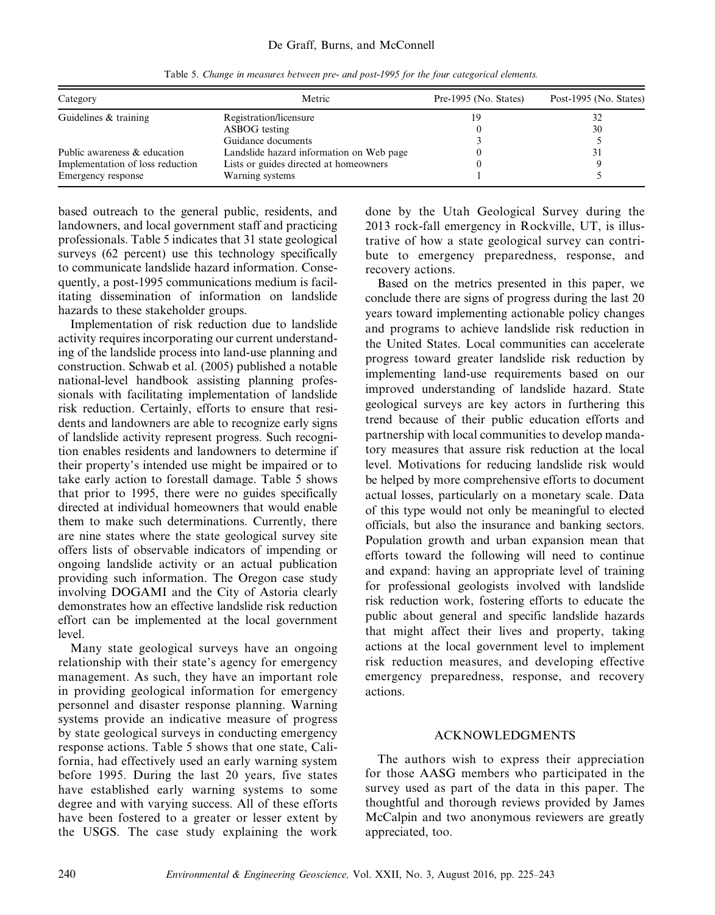Table 5. *Change in measures between pre- and post-1995 for the four categorical elements.*

| Category | Metric | Pre-1995 (No. States) | Post-1995 (No. States) |
|---|---|---|---|
| Guidelines & training | Registration/licensure | 19 | 32 |
| | ASBOG testing | 0 | 30 |
| | Guidance documents | 3 | 5 |
| Public awareness & education | Landslide hazard information on Web page | 0 | 31 |
| Implementation of loss reduction | Lists or guides directed at homeowners | 0 | 9 |
| Emergency response | Warning systems | 1 | 5 |

based outreach to the general public, residents, and landowners, and local government staff and practicing professionals. Table 5 indicates that 31 state geological surveys (62 percent) use this technology specifically to communicate landslide hazard information. Consequently, a post-1995 communications medium is facilitating dissemination of information on landslide hazards to these stakeholder groups.

Implementation of risk reduction due to landslide activity requires incorporating our current understanding of the landslide process into land-use planning and construction. Schwab et al. (2005) published a notable national-level handbook assisting planning professionals with facilitating implementation of landslide risk reduction. Certainly, efforts to ensure that residents and landowners are able to recognize early signs of landslide activity represent progress. Such recognition enables residents and landowners to determine if their property's intended use might be impaired or to take early action to forestall damage. Table 5 shows that prior to 1995, there were no guides specifically directed at individual homeowners that would enable them to make such determinations. Currently, there are nine states where the state geological survey site offers lists of observable indicators of impending or ongoing landslide activity or an actual publication providing such information. The Oregon case study involving DOGAMI and the City of Astoria clearly demonstrates how an effective landslide risk reduction effort can be implemented at the local government level.

Many state geological surveys have an ongoing relationship with their state's agency for emergency management. As such, they have an important role in providing geological information for emergency personnel and disaster response planning. Warning systems provide an indicative measure of progress by state geological surveys in conducting emergency response actions. Table 5 shows that one state, California, had effectively used an early warning system before 1995. During the last 20 years, five states have established early warning systems to some degree and with varying success. All of these efforts have been fostered to a greater or lesser extent by the USGS. The case study explaining the work done by the Utah Geological Survey during the 2013 rock-fall emergency in Rockville, UT, is illustrative of how a state geological survey can contribute to emergency preparedness, response, and recovery actions.

Based on the metrics presented in this paper, we conclude there are signs of progress during the last 20 years toward implementing actionable policy changes and programs to achieve landslide risk reduction in the United States. Local communities can accelerate progress toward greater landslide risk reduction by implementing land-use requirements based on our improved understanding of landslide hazard. State geological surveys are key actors in furthering this trend because of their public education efforts and partnership with local communities to develop mandatory measures that assure risk reduction at the local level. Motivations for reducing landslide risk would be helped by more comprehensive efforts to document actual losses, particularly on a monetary scale. Data of this type would not only be meaningful to elected officials, but also the insurance and banking sectors. Population growth and urban expansion mean that efforts toward the following will need to continue and expand: having an appropriate level of training for professional geologists involved with landslide risk reduction work, fostering efforts to educate the public about general and specific landslide hazards that might affect their lives and property, taking actions at the local government level to implement risk reduction measures, and developing effective emergency preparedness, response, and recovery actions.

## ACKNOWLEDGMENTS

The authors wish to express their appreciation for those AASG members who participated in the survey used as part of the data in this paper. The thoughtful and thorough reviews provided by James McCalpin and two anonymous reviewers are greatly appreciated, too.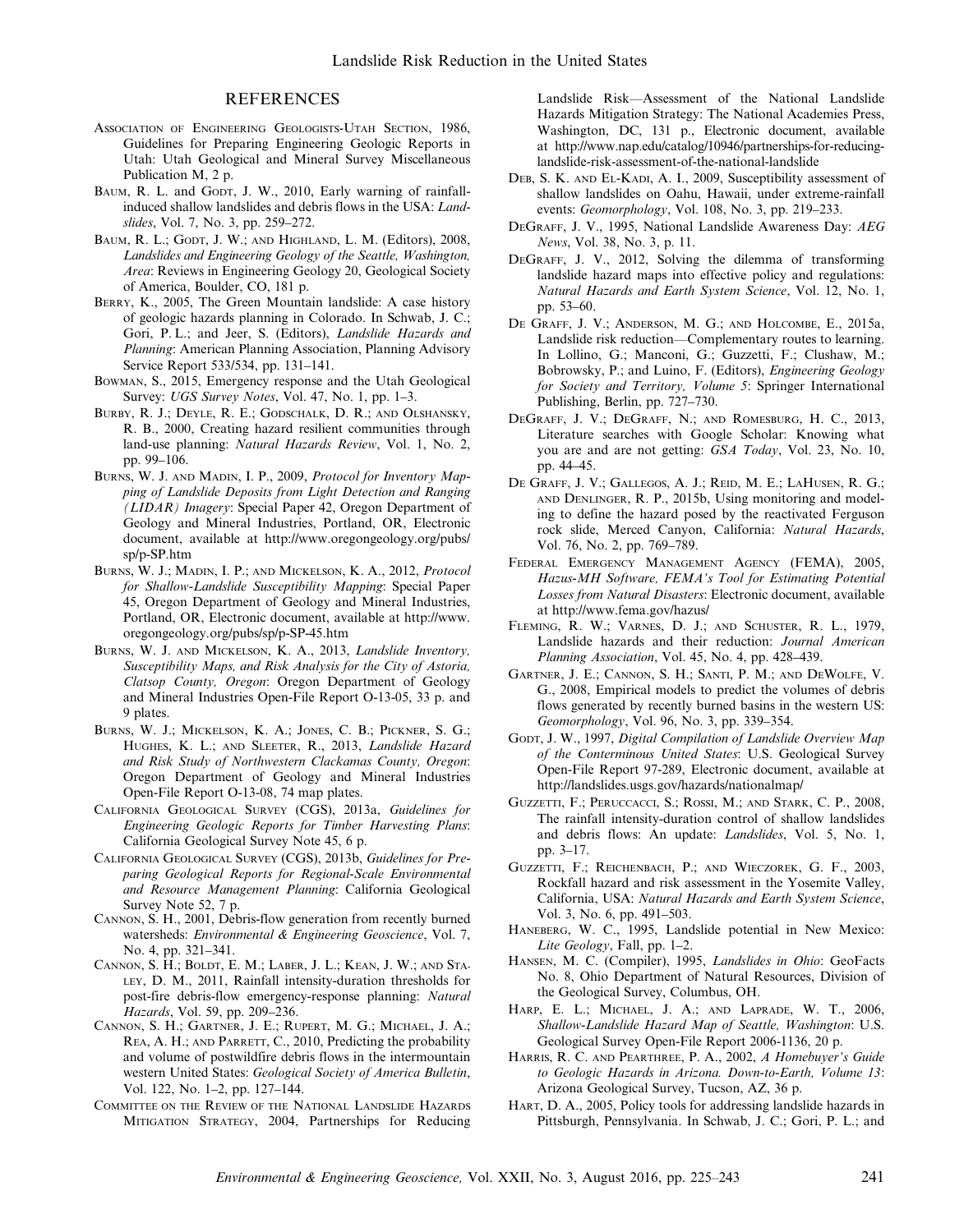## REFERENCES

Association of Engineering Geologists-Utah Section, 1986, Guidelines for Preparing Engineering Geologic Reports in Utah: Utah Geological and Mineral Survey Miscellaneous Publication M, 2 p.

Baum, R. L. and Godt, J. W., 2010, Early warning of rainfall-induced shallow landslides and debris flows in the USA: *Landslides*, Vol. 7, No. 3, pp. 259–272.

Baum, R. L.; Godt, J. W.; and Highland, L. M. (Editors), 2008, *Landslides and Engineering Geology of the Seattle, Washington, Area*: Reviews in Engineering Geology 20, Geological Society of America, Boulder, CO, 181 p.

Berry, K., 2005, The Green Mountain landslide: A case history of geologic hazards planning in Colorado. In Schwab, J. C.; Gori, P. L.; and Jeer, S. (Editors), *Landslide Hazards and Planning*: American Planning Association, Planning Advisory Service Report 533/534, pp. 131–141.

Bowman, S., 2015, Emergency response and the Utah Geological Survey: *UGS Survey Notes*, Vol. 47, No. 1, pp. 1–3.

Burby, R. J.; Deyle, R. E.; Godschalk, D. R.; and Olshansky, R. B., 2000, Creating hazard resilient communities through land-use planning: *Natural Hazards Review*, Vol. 1, No. 2, pp. 99–106.

Burns, W. J. and Madin, I. P., 2009, *Protocol for Inventory Mapping of Landslide Deposits from Light Detection and Ranging (LIDAR) Imagery*: Special Paper 42, Oregon Department of Geology and Mineral Industries, Portland, OR, Electronic document, available at http://www.oregongeology.org/pubs/sp/p-SP.htm

Burns, W. J.; Madin, I. P.; and Mickelson, K. A., 2012, *Protocol for Shallow-Landslide Susceptibility Mapping*: Special Paper 45, Oregon Department of Geology and Mineral Industries, Portland, OR, Electronic document, available at http://www.oregongeology.org/pubs/sp/p-SP-45.htm

Burns, W. J. and Mickelson, K. A., 2013, *Landslide Inventory, Susceptibility Maps, and Risk Analysis for the City of Astoria, Clatsop County, Oregon*: Oregon Department of Geology and Mineral Industries Open-File Report O-13-05, 33 p. and 9 plates.

Burns, W. J.; Mickelson, K. A.; Jones, C. B.; Pickner, S. G.; Hughes, K. L.; and Sleeter, R., 2013, *Landslide Hazard and Risk Study of Northwestern Clackamas County, Oregon*: Oregon Department of Geology and Mineral Industries Open-File Report O-13-08, 74 map plates.

California Geological Survey (CGS), 2013a, *Guidelines for Engineering Geologic Reports for Timber Harvesting Plans*: California Geological Survey Note 45, 6 p.

California Geological Survey (CGS), 2013b, *Guidelines for Preparing Geological Reports for Regional-Scale Environmental and Resource Management Planning*: California Geological Survey Note 52, 7 p.

Cannon, S. H., 2001, Debris-flow generation from recently burned watersheds: *Environmental & Engineering Geoscience*, Vol. 7, No. 4, pp. 321–341.

Cannon, S. H.; Boldt, E. M.; Laber, J. L.; Kean, J. W.; and Staley, D. M., 2011, Rainfall intensity-duration thresholds for post-fire debris-flow emergency-response planning: *Natural Hazards*, Vol. 59, pp. 209–236.

Cannon, S. H.; Gartner, J. E.; Rupert, M. G.; Michael, J. A.; Rea, A. H.; and Parrett, C., 2010, Predicting the probability and volume of postwildfire debris flows in the intermountain western United States: *Geological Society of America Bulletin*, Vol. 122, No. 1–2, pp. 127–144.

Committee on the Review of the National Landslide Hazards Mitigation Strategy, 2004, Partnerships for Reducing Landslide Risk—Assessment of the National Landslide Hazards Mitigation Strategy: The National Academies Press, Washington, DC, 131 p., Electronic document, available at http://www.nap.edu/catalog/10946/partnerships-for-reducing-landslide-risk-assessment-of-the-national-landslide

Deb, S. K. and El-Kadi, A. I., 2009, Susceptibility assessment of shallow landslides on Oahu, Hawaii, under extreme-rainfall events: *Geomorphology*, Vol. 108, No. 3, pp. 219–233.

DeGraff, J. V., 1995, National Landslide Awareness Day: *AEG News*, Vol. 38, No. 3, p. 11.

DeGraff, J. V., 2012, Solving the dilemma of transforming landslide hazard maps into effective policy and regulations: *Natural Hazards and Earth System Science*, Vol. 12, No. 1, pp. 53–60.

De Graff, J. V.; Anderson, M. G.; and Holcombe, E., 2015a, Landslide risk reduction—Complementary routes to learning. In Lollino, G.; Manconi, G.; Guzzetti, F.; Clushaw, M.; Bobrowsky, P.; and Luino, F. (Editors), *Engineering Geology for Society and Territory, Volume 5*: Springer International Publishing, Berlin, pp. 727–730.

DeGraff, J. V.; DeGraff, N.; and Romesburg, H. C., 2013, Literature searches with Google Scholar: Knowing what you are and are not getting: *GSA Today*, Vol. 23, No. 10, pp. 44–45.

De Graff, J. V.; Gallegos, A. J.; Reid, M. E.; LaHusen, R. G.; and Denlinger, R. P., 2015b, Using monitoring and modeling to define the hazard posed by the reactivated Ferguson rock slide, Merced Canyon, California: *Natural Hazards*, Vol. 76, No. 2, pp. 769–789.

Federal Emergency Management Agency (FEMA), 2005, *Hazus-MH Software, FEMA's Tool for Estimating Potential Losses from Natural Disasters*: Electronic document, available at http://www.fema.gov/hazus/

Fleming, R. W.; Varnes, D. J.; and Schuster, R. L., 1979, Landslide hazards and their reduction: *Journal American Planning Association*, Vol. 45, No. 4, pp. 428–439.

Gartner, J. E.; Cannon, S. H.; Santi, P. M.; and DeWolfe, V. G., 2008, Empirical models to predict the volumes of debris flows generated by recently burned basins in the western US: *Geomorphology*, Vol. 96, No. 3, pp. 339–354.

Godt, J. W., 1997, *Digital Compilation of Landslide Overview Map of the Conterminous United States*: U.S. Geological Survey Open-File Report 97-289, Electronic document, available at http://landslides.usgs.gov/hazards/nationalmap/

Guzzetti, F.; Peruccacci, S.; Rossi, M.; and Stark, C. P., 2008, The rainfall intensity-duration control of shallow landslides and debris flows: An update: *Landslides*, Vol. 5, No. 1, pp. 3–17.

Guzzetti, F.; Reichenbach, P.; and Wieczorek, G. F., 2003, Rockfall hazard and risk assessment in the Yosemite Valley, California, USA: *Natural Hazards and Earth System Science*, Vol. 3, No. 6, pp. 491–503.

Haneberg, W. C., 1995, Landslide potential in New Mexico: *Lite Geology*, Fall, pp. 1–2.

Hansen, M. C. (Compiler), 1995, *Landslides in Ohio*: GeoFacts No. 8, Ohio Department of Natural Resources, Division of the Geological Survey, Columbus, OH.

Harp, E. L.; Michael, J. A.; and Laprade, W. T., 2006, *Shallow-Landslide Hazard Map of Seattle, Washington*: U.S. Geological Survey Open-File Report 2006-1136, 20 p.

Harris, R. C. and Pearthree, P. A., 2002, *A Homebuyer's Guide to Geologic Hazards in Arizona. Down-to-Earth, Volume 13*: Arizona Geological Survey, Tucson, AZ, 36 p.

Hart, D. A., 2005, Policy tools for addressing landslide hazards in Pittsburgh, Pennsylvania. In Schwab, J. C.; Gori, P. L.; and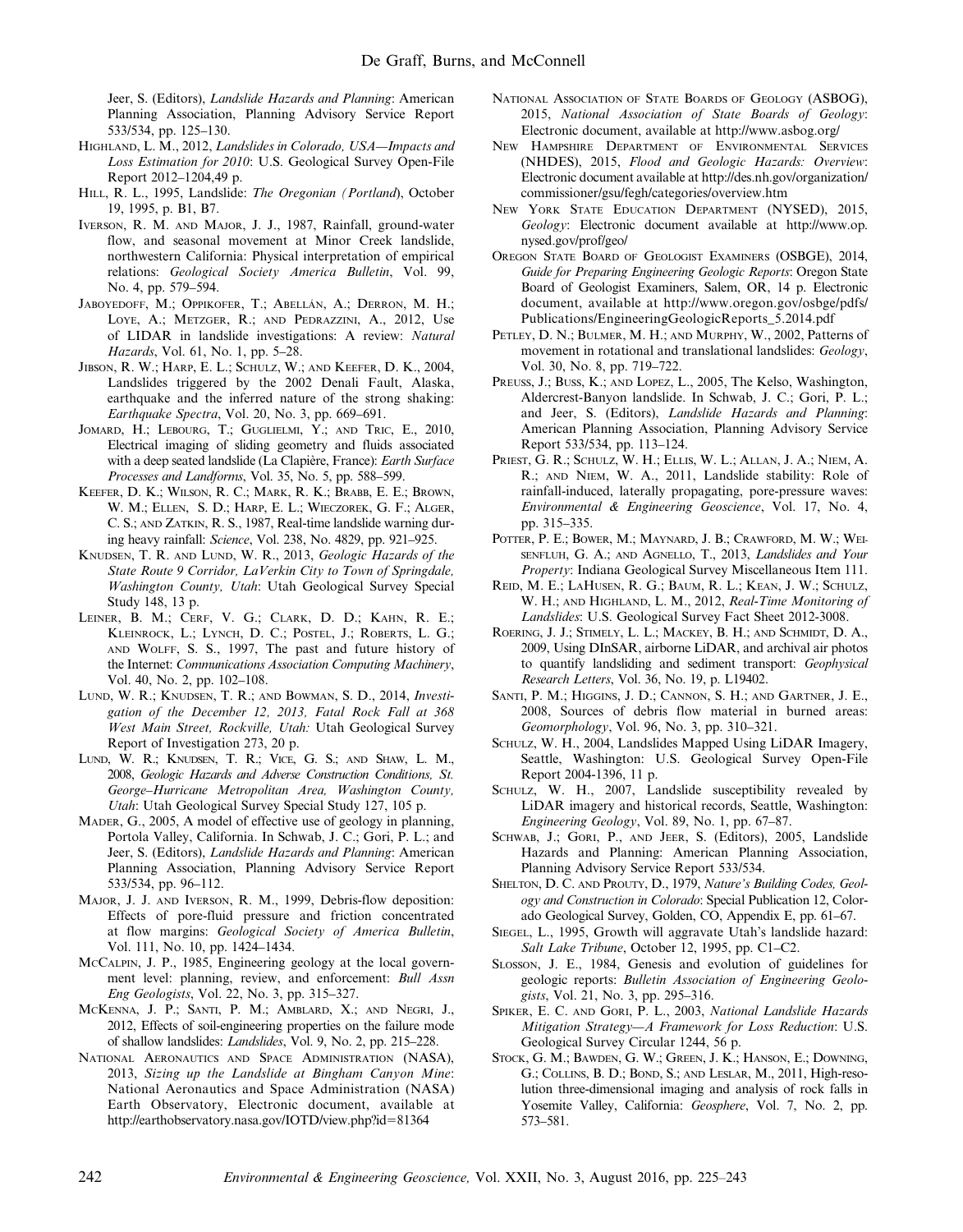Jeer, S. (Editors), *Landslide Hazards and Planning*: American Planning Association, Planning Advisory Service Report 533/534, pp. 125–130.

Highland, L. M., 2012, *Landslides in Colorado, USA—Impacts and Loss Estimation for 2010*: U.S. Geological Survey Open-File Report 2012–1204,49 p.

Hill, R. L., 1995, Landslide: *The Oregonian (Portland)*, October 19, 1995, p. B1, B7.

Iverson, R. M. and Major, J. J., 1987, Rainfall, ground-water flow, and seasonal movement at Minor Creek landslide, northwestern California: Physical interpretation of empirical relations: *Geological Society America Bulletin*, Vol. 99, No. 4, pp. 579–594.

Jaboyedoff, M.; Oppikofer, T.; Abellán, A.; Derron, M. H.; Loye, A.; Metzger, R.; and Pedrazzini, A., 2012, Use of LIDAR in landslide investigations: A review: *Natural Hazards*, Vol. 61, No. 1, pp. 5–28.

Jibson, R. W.; Harp, E. L.; Schulz, W.; and Keefer, D. K., 2004, Landslides triggered by the 2002 Denali Fault, Alaska, earthquake and the inferred nature of the strong shaking: *Earthquake Spectra*, Vol. 20, No. 3, pp. 669–691.

Jomard, H.; Lebourg, T.; Guglielmi, Y.; and Tric, E., 2010, Electrical imaging of sliding geometry and fluids associated with a deep seated landslide (La Clapière, France): *Earth Surface Processes and Landforms*, Vol. 35, No. 5, pp. 588–599.

Keefer, D. K.; Wilson, R. C.; Mark, R. K.; Brabb, E. E.; Brown, W. M.; Ellen, S. D.; Harp, E. L.; Wieczorek, G. F.; Alger, C. S.; and Zatkin, R. S., 1987, Real-time landslide warning during heavy rainfall: *Science*, Vol. 238, No. 4829, pp. 921–925.

Knudsen, T. R. and Lund, W. R., 2013, *Geologic Hazards of the State Route 9 Corridor, LaVerkin City to Town of Springdale, Washington County, Utah*: Utah Geological Survey Special Study 148, 13 p.

Leiner, B. M.; Cerf, V. G.; Clark, D. D.; Kahn, R. E.; Kleinrock, L.; Lynch, D. C.; Postel, J.; Roberts, L. G.; and Wolff, S. S., 1997, The past and future history of the Internet: *Communications Association Computing Machinery*, Vol. 40, No. 2, pp. 102–108.

Lund, W. R.; Knudsen, T. R.; and Bowman, S. D., 2014, *Investigation of the December 12, 2013, Fatal Rock Fall at 368 West Main Street, Rockville, Utah:* Utah Geological Survey Report of Investigation 273, 20 p.

Lund, W. R.; Knudsen, T. R.; Vice, G. S.; and Shaw, L. M., 2008, *Geologic Hazards and Adverse Construction Conditions, St. George–Hurricane Metropolitan Area, Washington County, Utah*: Utah Geological Survey Special Study 127, 105 p.

Mader, G., 2005, A model of effective use of geology in planning, Portola Valley, California. In Schwab, J. C.; Gori, P. L.; and Jeer, S. (Editors), *Landslide Hazards and Planning*: American Planning Association, Planning Advisory Service Report 533/534, pp. 96–112.

Major, J. J. and Iverson, R. M., 1999, Debris-flow deposition: Effects of pore-fluid pressure and friction concentrated at flow margins: *Geological Society of America Bulletin*, Vol. 111, No. 10, pp. 1424–1434.

McCalpin, J. P., 1985, Engineering geology at the local government level: planning, review, and enforcement: *Bull Assn Eng Geologists*, Vol. 22, No. 3, pp. 315–327.

McKenna, J. P.; Santi, P. M.; Amblard, X.; and Negri, J., 2012, Effects of soil-engineering properties on the failure mode of shallow landslides: *Landslides*, Vol. 9, No. 2, pp. 215–228.

National Aeronautics and Space Administration (NASA), 2013, *Sizing up the Landslide at Bingham Canyon Mine*: National Aeronautics and Space Administration (NASA) Earth Observatory, Electronic document, available at http://earthobservatory.nasa.gov/IOTD/view.php?id=81364

National Association of State Boards of Geology (ASBOG), 2015, *National Association of State Boards of Geology*: Electronic document, available at http://www.asbog.org/

New Hampshire Department of Environmental Services (NHDES), 2015, *Flood and Geologic Hazards: Overview*: Electronic document available at http://des.nh.gov/organization/commissioner/gsu/fegh/categories/overview.htm

New York State Education Department (NYSED), 2015, *Geology*: Electronic document available at http://www.op.nysed.gov/prof/geo/

Oregon State Board of Geologist Examiners (OSBGE), 2014, *Guide for Preparing Engineering Geologic Reports*: Oregon State Board of Geologist Examiners, Salem, OR, 14 p. Electronic document, available at http://www.oregon.gov/osbge/pdfs/Publications/EngineeringGeologicReports_5.2014.pdf

Petley, D. N.; Bulmer, M. H.; and Murphy, W., 2002, Patterns of movement in rotational and translational landslides: *Geology*, Vol. 30, No. 8, pp. 719–722.

Preuss, J.; Buss, K.; and Lopez, L., 2005, The Kelso, Washington, Aldercrest-Banyon landslide. In Schwab, J. C.; Gori, P. L.; and Jeer, S. (Editors), *Landslide Hazards and Planning*: American Planning Association, Planning Advisory Service Report 533/534, pp. 113–124.

Priest, G. R.; Schulz, W. H.; Ellis, W. L.; Allan, J. A.; Niem, A. R.; and Niem, W. A., 2011, Landslide stability: Role of rainfall-induced, laterally propagating, pore-pressure waves: *Environmental & Engineering Geoscience*, Vol. 17, No. 4, pp. 315–335.

Potter, P. E.; Bower, M.; Maynard, J. B.; Crawford, M. W.; Weisenfluh, G. A.; and Agnello, T., 2013, *Landslides and Your Property*: Indiana Geological Survey Miscellaneous Item 111.

Reid, M. E.; LaHusen, R. G.; Baum, R. L.; Kean, J. W.; Schulz, W. H.; and Highland, L. M., 2012, *Real-Time Monitoring of Landslides*: U.S. Geological Survey Fact Sheet 2012-3008.

Roering, J. J.; Stimely, L. L.; Mackey, B. H.; and Schmidt, D. A., 2009, Using DInSAR, airborne LiDAR, and archival air photos to quantify landsliding and sediment transport: *Geophysical Research Letters*, Vol. 36, No. 19, p. L19402.

Santi, P. M.; Higgins, J. D.; Cannon, S. H.; and Gartner, J. E., 2008, Sources of debris flow material in burned areas: *Geomorphology*, Vol. 96, No. 3, pp. 310–321.

Schulz, W. H., 2004, Landslides Mapped Using LiDAR Imagery, Seattle, Washington: U.S. Geological Survey Open-File Report 2004-1396, 11 p.

Schulz, W. H., 2007, Landslide susceptibility revealed by LiDAR imagery and historical records, Seattle, Washington: *Engineering Geology*, Vol. 89, No. 1, pp. 67–87.

Schwab, J.; Gori, P., and Jeer, S. (Editors), 2005, Landslide Hazards and Planning: American Planning Association, Planning Advisory Service Report 533/534.

Shelton, D. C. and Prouty, D., 1979, *Nature's Building Codes, Geology and Construction in Colorado*: Special Publication 12, Colorado Geological Survey, Golden, CO, Appendix E, pp. 61–67.

Siegel, L., 1995, Growth will aggravate Utah's landslide hazard: *Salt Lake Tribune*, October 12, 1995, pp. C1–C2.

Slosson, J. E., 1984, Genesis and evolution of guidelines for geologic reports: *Bulletin Association of Engineering Geologists*, Vol. 21, No. 3, pp. 295–316.

Spiker, E. C. and Gori, P. L., 2003, *National Landslide Hazards Mitigation Strategy—A Framework for Loss Reduction*: U.S. Geological Survey Circular 1244, 56 p.

Stock, G. M.; Bawden, G. W.; Green, J. K.; Hanson, E.; Downing, G.; Collins, B. D.; Bond, S.; and Leslar, M., 2011, High-resolution three-dimensional imaging and analysis of rock falls in Yosemite Valley, California: *Geosphere*, Vol. 7, No. 2, pp. 573–581.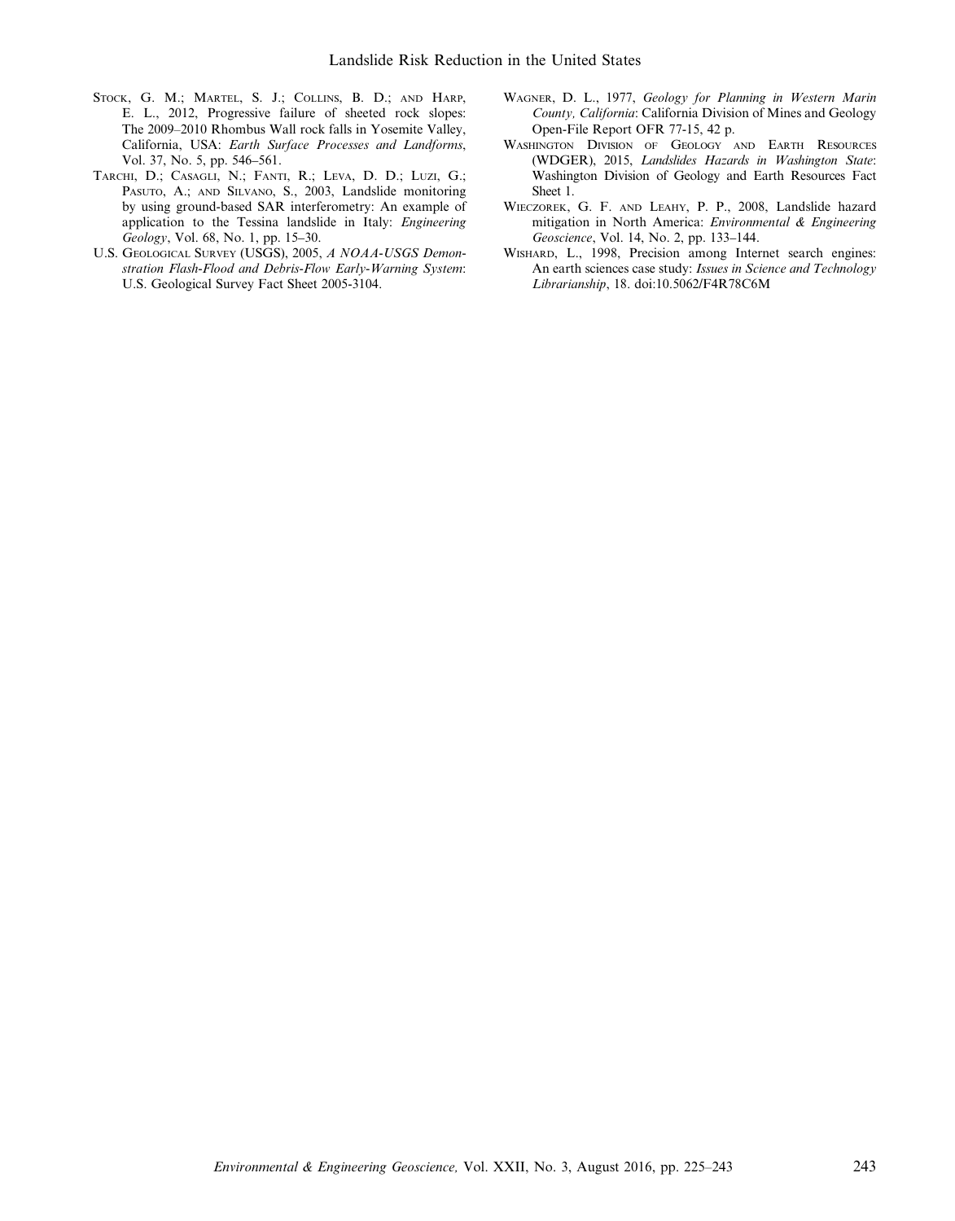Stock, G. M.; Martel, S. J.; Collins, B. D.; and Harp, E. L., 2012, Progressive failure of sheeted rock slopes: The 2009–2010 Rhombus Wall rock falls in Yosemite Valley, California, USA: *Earth Surface Processes and Landforms*, Vol. 37, No. 5, pp. 546–561.

Tarchi, D.; Casagli, N.; Fanti, R.; Leva, D. D.; Luzi, G.; Pasuto, A.; and Silvano, S., 2003, Landslide monitoring by using ground-based SAR interferometry: An example of application to the Tessina landslide in Italy: *Engineering Geology*, Vol. 68, No. 1, pp. 15–30.

U.S. Geological Survey (USGS), 2005, *A NOAA-USGS Demonstration Flash-Flood and Debris-Flow Early-Warning System*: U.S. Geological Survey Fact Sheet 2005-3104.

Wagner, D. L., 1977, *Geology for Planning in Western Marin County, California*: California Division of Mines and Geology Open-File Report OFR 77-15, 42 p.

Washington Division of Geology and Earth Resources (WDGER), 2015, *Landslides Hazards in Washington State*: Washington Division of Geology and Earth Resources Fact Sheet 1.

Wieczorek, G. F. and Leahy, P. P., 2008, Landslide hazard mitigation in North America: *Environmental & Engineering Geoscience*, Vol. 14, No. 2, pp. 133–144.

Wishard, L., 1998, Precision among Internet search engines: An earth sciences case study: *Issues in Science and Technology Librarianship*, 18. doi:10.5062/F4R78C6M